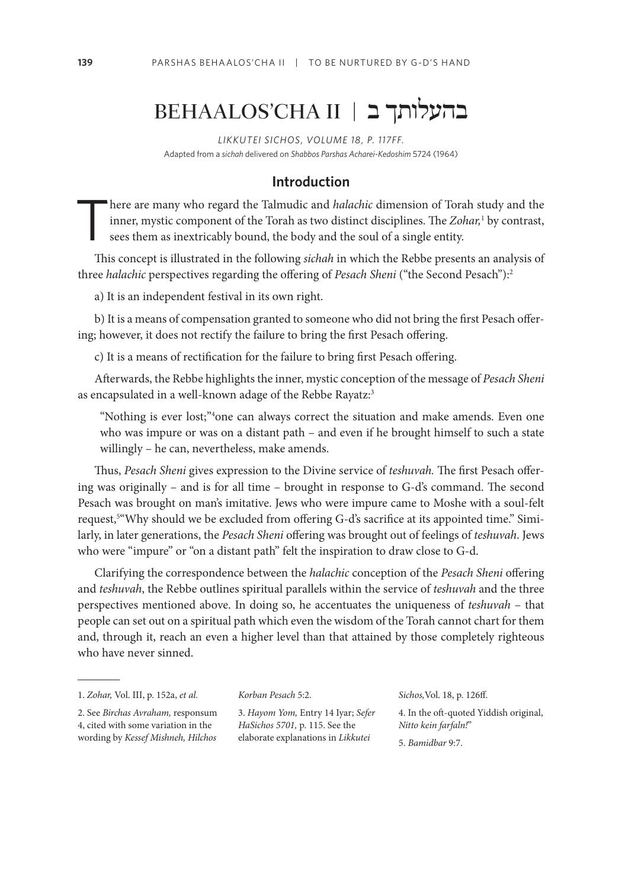# BEHAALOS'CHA II | בהעלותך ב

*LIKKUTEI SICHOS, VOLUME 18, P. 117FF.*

Adapted from a *sichah* delivered on *Shabbos Parshas Acharei-Kedoshim* 5724 (1964)

## Introduction

There are many who regard the Talmudic and *halachic* dimension of Torah study and the inner, mystic component of the Torah as two distinct disciplines. The *Zohar,*[1] by contrast, sees them as inextricably bound, the body and the soul of a single entity.

This concept is illustrated in the following *sichah* in which the Rebbe presents an analysis of three *halachic* perspectives regarding the offering of *Pesach Sheni* ("the Second Pesach"):[2]

a) It is an independent festival in its own right.

b) It is a means of compensation granted to someone who did not bring the first Pesach offering; however, it does not rectify the failure to bring the first Pesach offering.

c) It is a means of rectification for the failure to bring first Pesach offering.

Afterwards, the Rebbe highlights the inner, mystic conception of the message of *Pesach Sheni* as encapsulated in a well-known adage of the Rebbe Rayatz:[3]

> "Nothing is ever lost;"[4] one can always correct the situation and make amends. Even one who was impure or was on a distant path – and even if he brought himself to such a state willingly – he can, nevertheless, make amends.

Thus, *Pesach Sheni* gives expression to the Divine service of *teshuvah.* The first Pesach offering was originally – and is for all time – brought in response to G-d's command. The second Pesach was brought on man's imitative. Jews who were impure came to Moshe with a soul-felt request,[5] "Why should we be excluded from offering G-d's sacrifice at its appointed time." Similarly, in later generations, the *Pesach Sheni* offering was brought out of feelings of *teshuvah*. Jews who were "impure" or "on a distant path" felt the inspiration to draw close to G-d.

Clarifying the correspondence between the *halachic* conception of the *Pesach Sheni* offering and *teshuvah*, the Rebbe outlines spiritual parallels within the service of *teshuvah* and the three perspectives mentioned above. In doing so, he accentuates the uniqueness of *teshuvah* – that people can set out on a spiritual path which even the wisdom of the Torah cannot chart for them and, through it, reach an even a higher level than that attained by those completely righteous who have never sinned.

---

1. *Zohar,* Vol. III, p. 152a, *et al.*

2. See *Birchas Avraham,* responsum 4, cited with some variation in the wording by *Kessef Mishneh, Hilchos Korban Pesach* 5:2.

3. *Hayom Yom,* Entry 14 Iyar; *Sefer HaSichos 5701,* p. 115. See the elaborate explanations in *Likkutei Sichos,* Vol. 18, p. 126ff.

4. In the oft-quoted Yiddish original, *Nitto kein farfaln!*"

5. *Bamidbar* 9:7.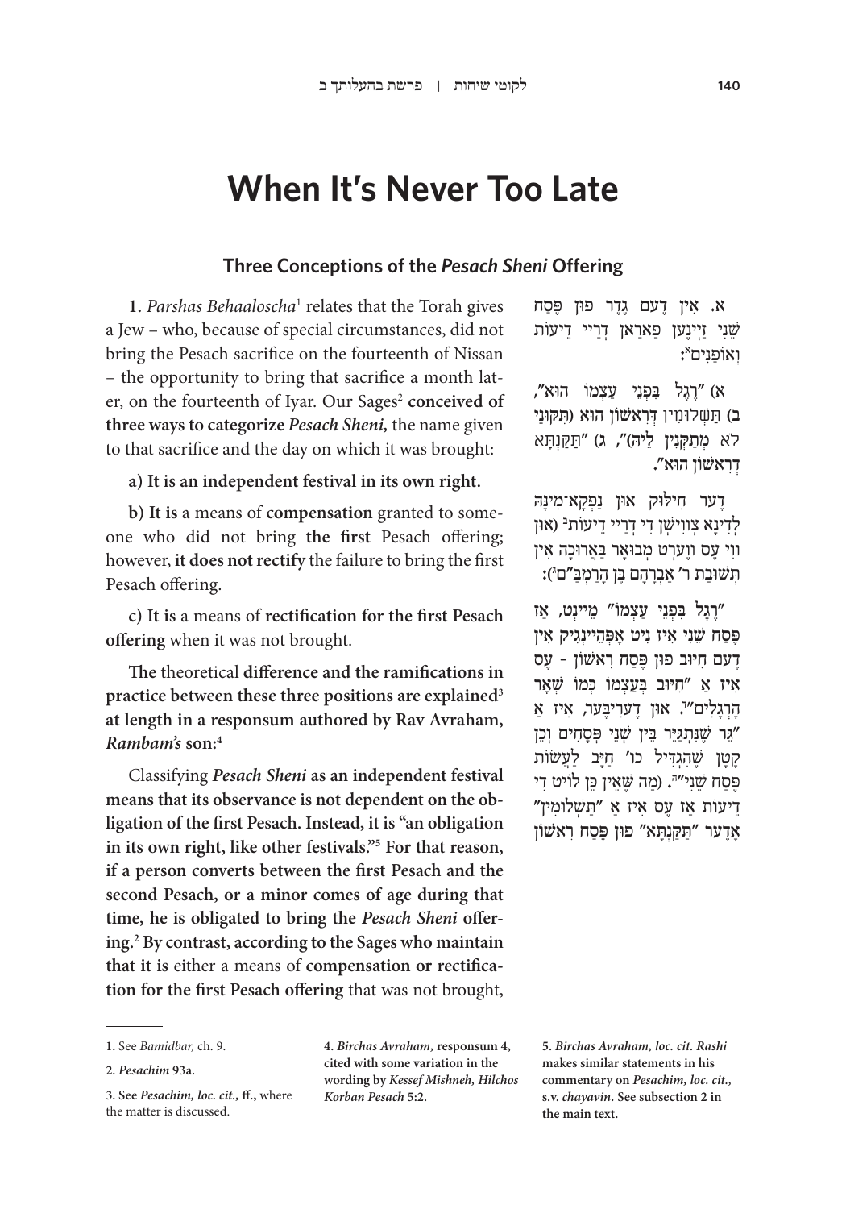# When It's Never Too Late

## Three Conceptions of the *Pesach Sheni* Offering

**1.** *Parshas Behaaloscha*[1] relates that the Torah gives a Jew – who, because of special circumstances, did not bring the Pesach sacrifice on the fourteenth of Nissan – the opportunity to bring that sacrifice a month later, on the fourteenth of Iyar. Our Sages[2] **conceived of three ways to categorize *Pesach Sheni,*** the name given to that sacrifice and the day on which it was brought:

**a) It is an independent festival in its own right.**

**b) It is** a means of **compensation** granted to someone who did not bring **the first** Pesach offering; however, **it does not rectify** the failure to bring the first Pesach offering.

**c) It is** a means of **rectification for the first Pesach offering** when it was not brought.

**The** theoretical **difference and the ramifications in practice between these three positions are explained**[3] **at length in a responsum authored by Rav Avraham, *Rambam's* son:**[4]

Classifying ***Pesach Sheni*** **as an independent festival means that its observance is not dependent on the obligation of the first Pesach. Instead, it is "an obligation in its own right, like other festivals."**[5] **For that reason, if a person converts between the first Pesach and the second Pesach, or a minor comes of age during that time, he is obligated to bring the *Pesach Sheni* offering.**[2] **By contrast, according to the Sages who maintain that it is** either a means of **compensation or rectification for the first Pesach offering** that was not brought,

**א.** אין דעם גדר פון פסח שני זיינען פאראן דריי דיעות ואופנים[א]:

א) "רגל בפני עצמו הוא", ב) תשלומין דראשון הוא (תקוני לא מתקנין ליה)", ג) "תקנתא דראשון הוא".

דער חילוק און נפקא־מינה לדינא צווישן די דריי דיעות[ב] (און ווי עס ווערט מבואר באריכה אין תשובת ר' אברהם בן הרמב"ם[ג]):

"רגל בפני עצמו" מיינט, אז פסח שני איז ניט אפהענגיק אין דעם חיוב פון פסח ראשון - עס איז א "חיוב בעצמו כמו שאר הרגלים"[ד]. און דעריבער, איז א "גר שנתגייר בין שני פסחים וכן קטן שהגדיל כו' חייב לעשות פסח שני"[ה]. (מה שאין כן לויט די דיעות אז עס איז א "תשלומין" אדער "תקנתא" פון פסח ראשון

---

1. See *Bamidbar,* ch. 9.

2. *Pesachim* 93a.

3. See *Pesachim, loc. cit.,* ff., where the matter is discussed.

4. *Birchas Avraham,* responsum 4, cited with some variation in the wording by *Kessef Mishneh, Hilchos Korban Pesach* 5:2.

5. *Birchas Avraham, loc. cit. Rashi* makes similar statements in his commentary on *Pesachim, loc. cit.,* s.v. *chayavin*. See subsection 2 in the main text.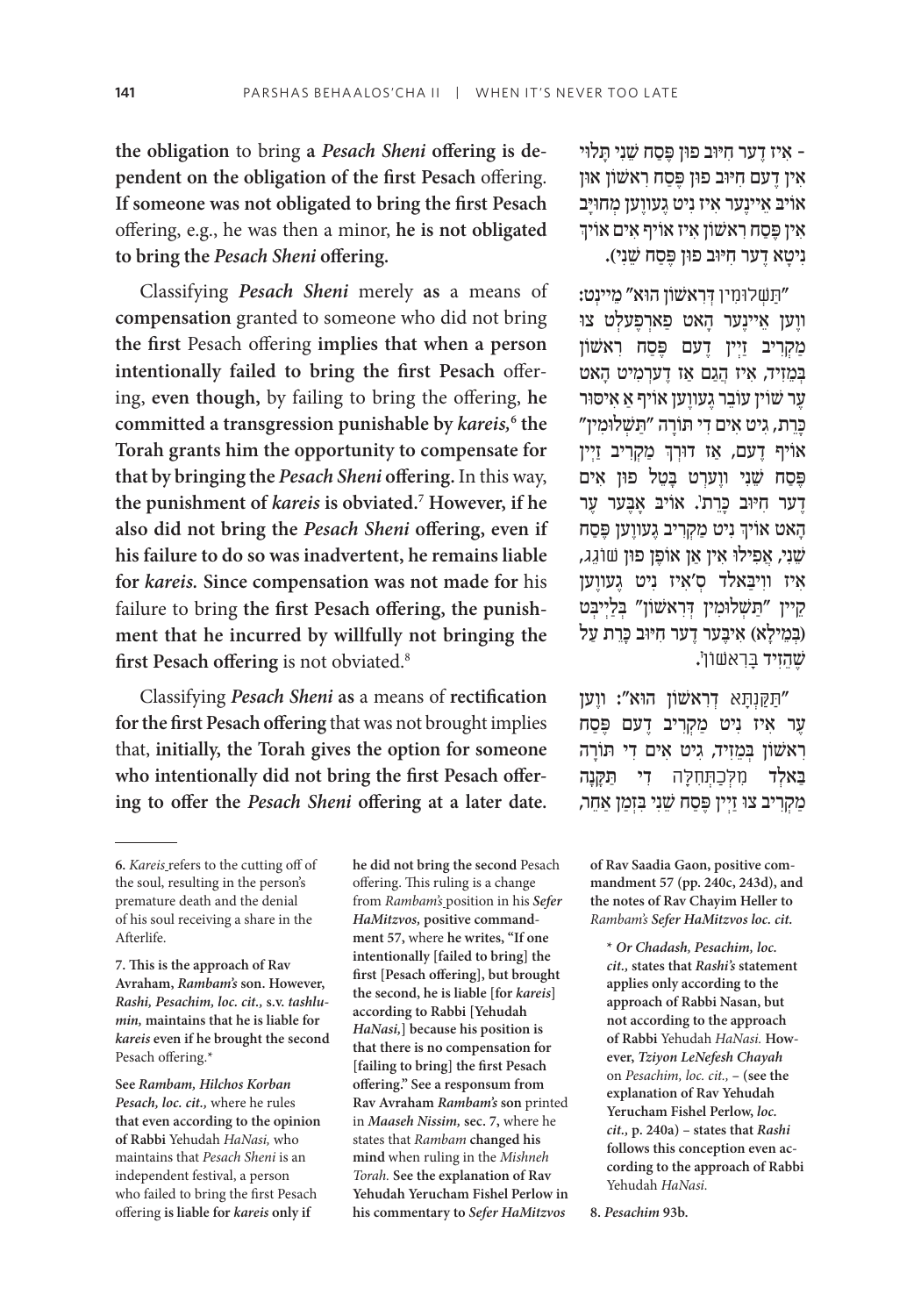**the obligation** to bring **a *Pesach Sheni* offering is dependent on the obligation of the first Pesach** offering. **If someone was not obligated to bring the first Pesach** offering, e.g., he was then a minor, **he is not obligated to bring the *Pesach Sheni* offering.**

Classifying ***Pesach Sheni*** merely **as** a means of **compensation** granted to someone who did not bring **the first** Pesach offering **implies that when a person intentionally failed to bring the first Pesach** offering, **even though,** by failing to bring the offering, **he committed a transgression punishable by *kareis,*[6] the Torah grants him the opportunity to compensate for that by bringing the *Pesach Sheni* offering.** In this way, **the punishment of *kareis* is obviated.[7] However, if he also did not bring the *Pesach Sheni* offering, even if his failure to do so was inadvertent, he remains liable for *kareis.* Since compensation was not made for** his failure to bring **the first Pesach offering, the punishment that he incurred by willfully not bringing the first Pesach offering** is not obviated.[8]

Classifying ***Pesach Sheni*** **as** a means of **rectification for the first Pesach offering** that was not brought implies that, **initially, the Torah gives the option for someone who intentionally did not bring the first Pesach offering to offer the *Pesach Sheni* offering at a later date.**

**- איז דער חיוב פון פֶּסַח שֵׁנִי תָּלוּי אין דעם חיוב פון פֶּסַח רִאשׁוֹן און אויב איינער איז ניט געווען מְחוּיָּב אין פֶּסַח רִאשׁוֹן איז אויף אים אויך ניטא דער חיוב פון פֶּסַח שֵׁנִי).**

**"תַּשְׁלוּמִין דְּרִאשׁוֹן הוּא" מיינט: ווען איינער האט פארפעלט צו מַקְרִיב זיין דעם פֶּסַח רִאשׁוֹן בְּמֵזִיד, איז הֲגַם אַז דערמיט האט ער שוין עוֹבֵר געווען אויף אַ אִיסּוּר כָּרֵת, גיט אים די תּוֹרָה "תַּשְׁלוּמִין" אויף דעם, אַז דורך מַקְרִיב זיין פֶּסַח שֵׁנִי ווערט בָּטֵל פון אים דער חיוב כָּרֵת. אויב אָבער ער האט אויך ניט מַקְרִיב געווען פֶּסַח שֵׁנִי, אֲפִילוּ אין אַן אוֹפֶן פון שׁוֹגֵג, איז ווייבאלד ס'איז ניט געווען קיין "תַּשְׁלוּמִין דְּרִאשׁוֹן" בְּלַייבְּט (בְּמֵילָא) איבער דער חיוב כָּרֵת עַל שֶׁהֵזִיד בָּרִאשׁוֹן.**

**"תַּקָּנְתָא דְּרִאשׁוֹן הוּא": ווען ער איז ניט מַקְרִיב דעם פֶּסַח רִאשׁוֹן בְּמֵזִיד, גיט אים די תּוֹרָה באלד מִלְּכַתְּחִלָּה די תַּקָּנָה מַקְרִיב צו זיין פֶּסַח שֵׁנִי בִּזְמַן אַחֵר,**

---

**6.** *Kareis* refers to the cutting off of the soul, resulting in the person's premature death and the denial of his soul receiving a share in the Afterlife.

**7. This is the approach of Rav Avraham, *Rambam's* son. However, *Rashi, Pesachim, loc. cit.,* s.v. *tashlumin,* maintains that he is liable for *kareis* even if he brought the second** Pesach offering.*

**See *Rambam, Hilchos Korban Pesach, loc. cit.,*** where he rules **that even according to the opinion of Rabbi** Yehudah *HaNasi,* who maintains that *Pesach Sheni* is an independent festival, a person who failed to bring the first Pesach offering **is liable for *kareis* only if he did not bring the second** Pesach offering. This ruling is a change from *Rambam's* position in his ***Sefer HaMitzvos,*** **positive commandment 57,** where **he writes, "If one intentionally [failed to bring] the first [Pesach offering], but brought the second, he is liable [for *kareis*] according to Rabbi [Yehudah *HaNasi,*] because his position is that there is no compensation for [failing to bring] the first Pesach offering." See a responsum from Rav Avraham *Rambam's* son** printed in ***Maaseh Nissim,*** **sec. 7,** where he states that *Rambam* **changed his mind** when ruling in the *Mishneh Torah.* **See the explanation of Rav Yehudah Yerucham Fishel Perlow in his commentary to *Sefer HaMitzvos* of Rav Saadia Gaon, positive commandment 57 (pp. 240c, 243d), and the notes of Rav Chayim Heller to** *Rambam's Sefer HaMitzvos loc. cit.*

\* ***Or Chadash, Pesachim, loc. cit.,*** **states that *Rashi's* statement applies only according to the approach of Rabbi Nasan, but not according to the approach of Rabbi** Yehudah *HaNasi.* **However, *Tziyon LeNefesh Chayah*** on *Pesachim, loc. cit.,* – (**see the explanation of Rav Yehudah Yerucham Fishel Perlow, *loc. cit.,* p. 240a**) – **states that *Rashi* follows this conception even according to the approach of Rabbi** Yehudah *HaNasi.*

**8. *Pesachim* 93b.**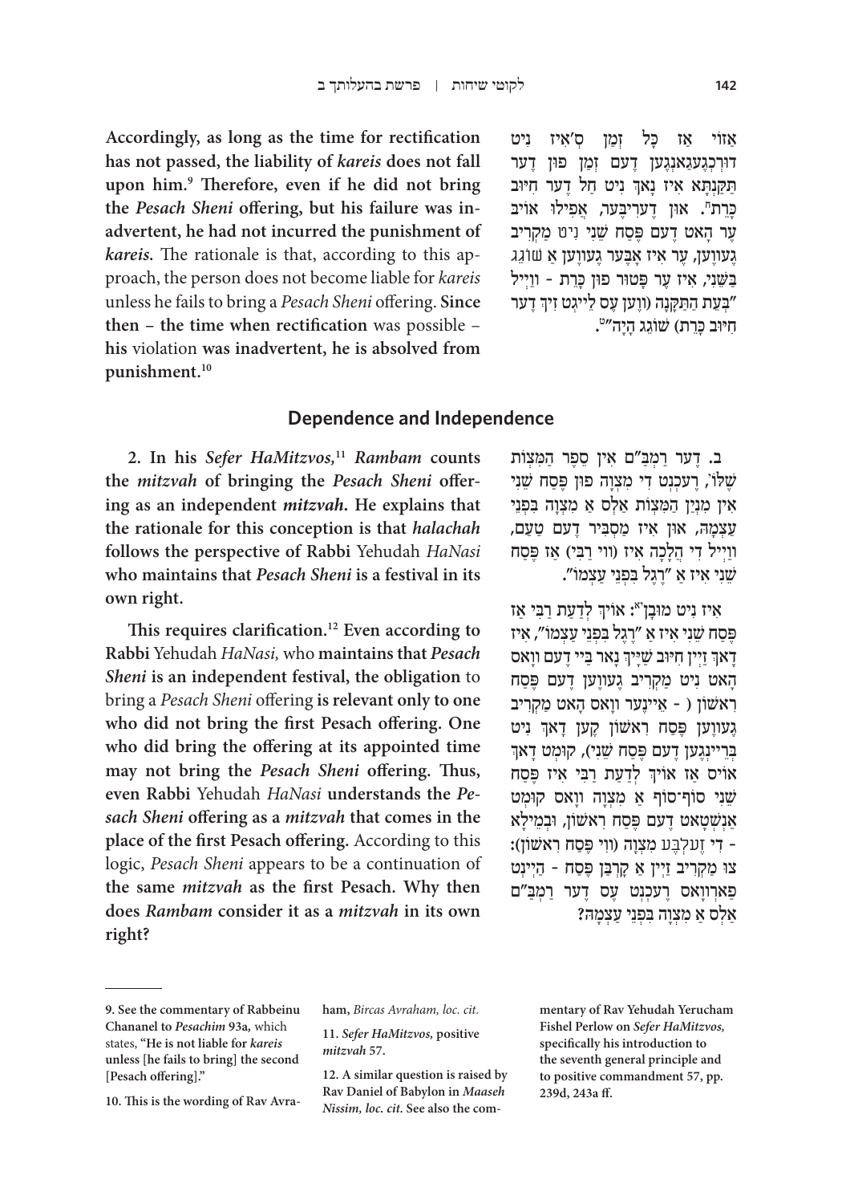Accordingly, as long as the time for rectification has not passed, the liability of *kareis* does not fall upon him.[9] Therefore, even if he did not bring the *Pesach Sheni* offering, but his failure was inadvertent, he had not incurred the punishment of *kareis*. The rationale is that, according to this approach, the person does not become liable for *kareis* unless he fails to bring a *Pesach Sheni* offering. Since then – the time when rectification was possible – his violation was inadvertent, he is absolved from punishment.[10]

אַזוֹי אַז כָּל זְמַן ס'איז נִיט דוּרְכְגֶעגַאנְגֶען דֶעם זְמַן פוּן דֶער תַּקַּנְתָּא אִיז נָאךְ נִיט חַל דֶער חִיוּב כָּרֵת[ח]. אוּן דֶערִיבֶּער, אֲפִילוּ אוֹיבּ עֶר הָאט דֶעם פֶּסַח שֵׁנִי נִיט מַקְרִיב גֶעוֶוען, עֶר אִיז אָבֶּער גֶעוֶוען אַ שׁוֹגֵג בַּשֵּׁנִי, אִיז עֶר פָּטוּר פוּן כָּרֵת - וַוייל "בְּעֵת הַתַּקָּנָה (וָוען עֶס לֵייגְט זִיךְ דֶער חִיוּב כָּרֵת) שׁוֹגֵג הָיָה"[ט].

## Dependence and Independence

**2. In his *Sefer HaMitzvos*,[11] *Rambam* counts the *mitzvah* of bringing the *Pesach Sheni* offering as an independent *mitzvah*. He explains that the rationale for this conception is that *halachah* follows the perspective of Rabbi** Yehudah *HaNasi* **who maintains that *Pesach Sheni* is a festival in its own right.**

**This requires clarification.[12] Even according to Rabbi** Yehudah *HaNasi,* who **maintains that *Pesach Sheni* is an independent festival, the obligation** to bring a *Pesach Sheni* offering **is relevant only to one who did not bring the first Pesach offering. One who did bring the offering at its appointed time may not bring the *Pesach Sheni* offering. Thus, even Rabbi** Yehudah *HaNasi* **understands the *Pesach Sheni* offering as a *mitzvah* that comes in the place of the first Pesach offering.** According to this logic, *Pesach Sheni* appears to be a continuation of **the same *mitzvah* as the first Pesach. Why then does *Rambam* consider it as a *mitzvah* in its own right?**

**ב.** דֶער רַמְבַּ"ם אִין סֵפֶר הַמִּצְוֹת שֶׁלּוֹ[י], רֶעכְנְט דִי מִצְוָה פוּן פֶּסַח שֵׁנִי אִין מִנְיַן הַמִּצְוֹת אַלְס אַ מִצְוָה בִּפְנֵי עַצְמָהּ, אוּן אִיז מַסְבִּיר דֶעם טַעַם, וַוייל דִי הֲלָכָה אִיז (ווי רַבִּי) אַז פֶּסַח שֵׁנִי אִיז אַ "רֶגֶל בִּפְנֵי עַצְמוֹ".

אִיז נִיט מוּבָן[יא]: אוֹיךְ לְדַעַת רַבִּי אַז פֶּסַח שֵׁנִי אִיז אַ "רֶגֶל בִּפְנֵי עַצְמוֹ", אִיז דָאךְ זַיין חִיוּב שַׁייךְ נָאר בַּיי דֶעם וָואס הָאט נִיט מַקְרִיב גֶעוֶוען דֶעם פֶּסַח רִאשׁוֹן ( - אֵיינֶער וָואס הָאט מַקְרִיב גֶעוֶוען פֶּסַח רִאשׁוֹן קֶען דָאךְ נִיט בְּרֵיינְגֶען דֶעם פֶּסַח שֵׁנִי), קוּמְט דָאךְ אוֹיס אַז אוֹיךְ לְדַעַת רַבִּי אִיז פֶּסַח שֵׁנִי סוֹף-סוֹף אַ מִצְוָה וָואס קוּמְט אַנְשְׁטָאט דֶעם פֶּסַח רִאשׁוֹן, וּבְמֵילָא - דִי זֶעלְבֶּע מִצְוָה (ווי פֶּסַח רִאשׁוֹן): צוּ מַקְרִיב זַיין אַ קָרְבַּן פֶּסַח - הַיינְט פַאַרְוָואס רֶעכְנְט עֶס דֶער רַמְבַּ"ם אַלְס אַ מִצְוָה בִּפְנֵי עַצְמָהּ?

---

9. See the commentary of Rabbeinu Chananel to *Pesachim* 93a, which states, "He is not liable for *kareis* unless [he fails to bring] the second [Pesach offering]."

10. This is the wording of Rav Avraham, *Bircas Avraham, loc. cit.*

11. *Sefer HaMitzvos,* positive *mitzvah* 57.

12. A similar question is raised by Rav Daniel of Babylon in *Maaseh Nissim, loc. cit.* See also the commentary of Rav Yehudah Yerucham Fishel Perlow on *Sefer HaMitzvos,* specifically his introduction to the seventh general principle and to positive commandment 57, pp. 239d, 243a ff.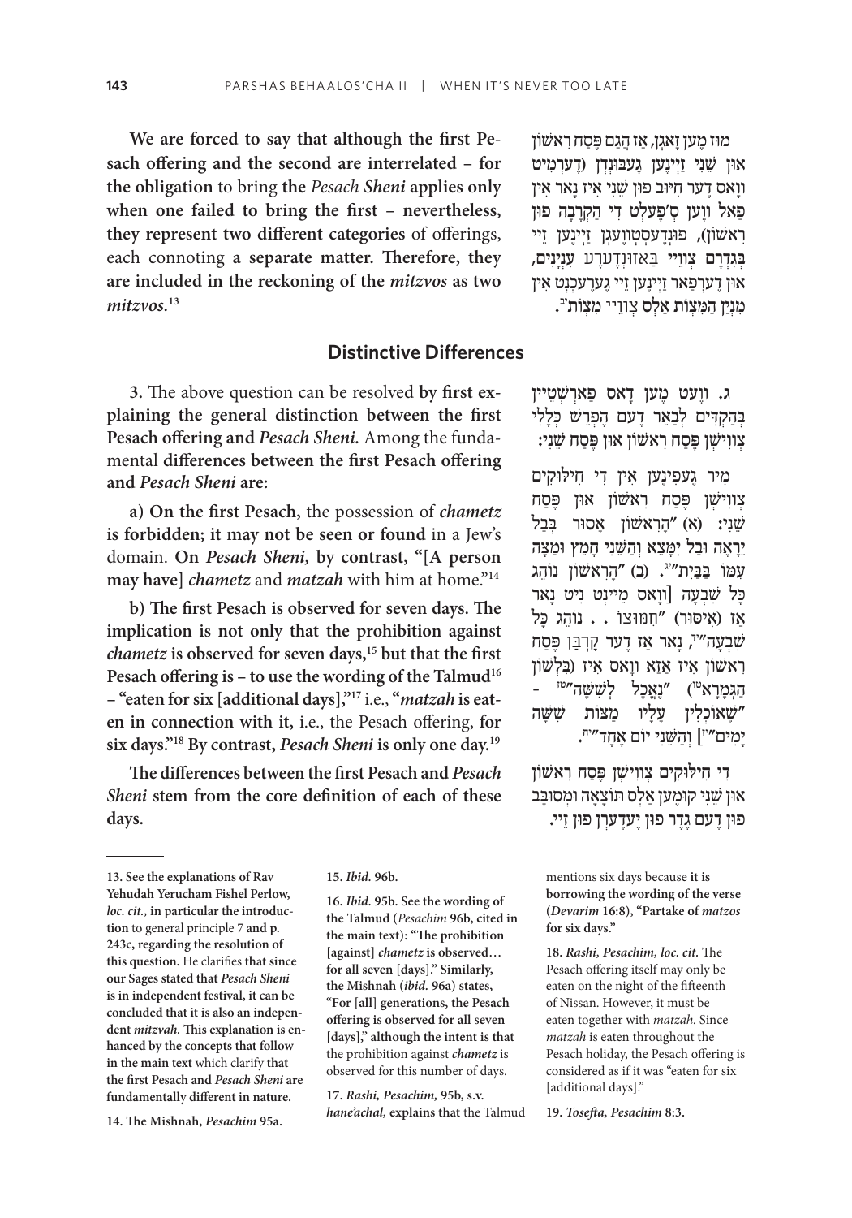We are forced to say that although the first Pesach offering and the second are interrelated – for the obligation to bring the *Pesach Sheni* applies only when one failed to bring the first – nevertheless, they represent two different categories of offerings, each connoting a separate matter. Therefore, they are included in the reckoning of the *mitzvos* as two *mitzvos*.[13]

מוז מען זאגן, אז הגם פסח ראשון און שני זיינען געבונדן (דערמיט וואס דער חיוב פון שני איז נאר אין פאל ווען ס'פעלט די הקרבה פון ראשון), פונדעסטוועגן זיינען זיי בגדרם צוויי באזונדערע ענינים, און דערפאר זיינען זיי גערעכנט אין מנין המצוות אלס צוויי מצוות[יג].

## Distinctive Differences

**3.** The above question can be resolved by first explaining the general distinction between the first Pesach offering and *Pesach Sheni*. Among the fundamental differences between the first Pesach offering and *Pesach Sheni* are:

**a)** On the first Pesach, the possession of *chametz* is forbidden; it may not be seen or found in a Jew's domain. On *Pesach Sheni*, by contrast, "[A person may have] *chametz* and *matzah* with him at home."[14]

**b)** The first Pesach is observed for seven days. The implication is not only that the prohibition against *chametz* is observed for seven days,[15] but that the first Pesach offering is – to use the wording of the Talmud[16] – "eaten for six [additional days],"[17] i.e., "*matzah* is eaten in connection with it, i.e., the Pesach offering, for six days."[18] By contrast, *Pesach Sheni* is only one day.[19]

The differences between the first Pesach and *Pesach Sheni* stem from the core definition of each of these days.

ג. וועט מען דאס פארשטיין בהקדים לבאר דעם הפרש כללי צווישן פסח ראשון און פסח שני:

מיר געפינען אין די חילוקים צווישן פסח ראשון און פסח שני: (א) "הראשון אסור בבל יראה ובל ימצא והשני חמץ ומצה עמו בבית"[יד]. (ב) "הראשון נוהג כל שבעה [וואס מיינט ניט נאר אז (איסור) "חמוצו . . נוהג כל שבעה"[טו], נאר אז דער קרבן פסח ראשון איז אזא וואס איז (בלשון הגמרא[טז]) "נאכל לששה"[יז] – "שאוכלין עליו מצות ששה ימים"[יח]] והשני יום אחד"[יט].

די חילוקים צווישן פסח ראשון און שני קומען אלס תוצאה ומסובב פון דעם גדר פון יעדערן פון זיי.

---

13. See the explanations of Rav Yehudah Yerucham Fishel Perlow, *loc. cit.*, in particular the introduction to general principle 7 and p. 243c, regarding the resolution of this question. He clarifies that since our Sages stated that *Pesach Sheni* is in independent festival, it can be concluded that it is also an independent *mitzvah*. This explanation is enhanced by the concepts that follow in the main text which clarify that the first Pesach and *Pesach Sheni* are fundamentally different in nature.

14. The Mishnah, *Pesachim* 95a.

15. *Ibid.* 96b.

16. *Ibid.* 95b. See the wording of the Talmud (*Pesachim* 96b, cited in the main text): "The prohibition [against] *chametz* is observed… for all seven [days]." Similarly, the Mishnah (*ibid.* 96a) states, "For [all] generations, the Pesach offering is observed for all seven [days]," although the intent is that the prohibition against *chametz* is observed for this number of days.

17. *Rashi, Pesachim*, 95b, s.v. *hane'achal*, explains that the Talmud mentions six days because it is borrowing the wording of the verse (*Devarim* 16:8), "Partake of *matzos* for six days."

18. *Rashi, Pesachim, loc. cit.* The Pesach offering itself may only be eaten on the night of the fifteenth of Nissan. However, it must be eaten together with *matzah*. Since *matzah* is eaten throughout the Pesach holiday, the Pesach offering is considered as if it was "eaten for six [additional days]."

19. *Tosefta, Pesachim* 8:3.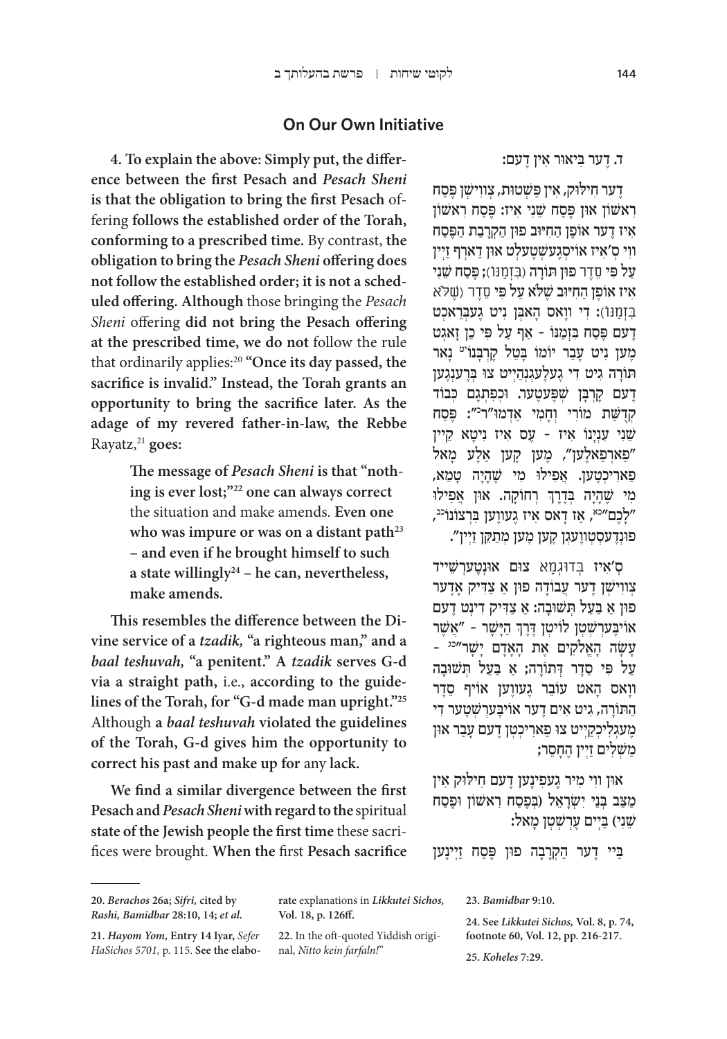## On Our Own Initiative

**4. To explain the above: Simply put, the difference between the first Pesach and *Pesach Sheni* is that the obligation to bring the first Pesach** offering **follows the established order of the Torah, conforming to a prescribed time.** By contrast, **the obligation to bring the *Pesach Sheni* offering does not follow the established order; it is not a scheduled offering. Although** those bringing the *Pesach Sheni* offering **did not bring the Pesach offering at the prescribed time, we do not** follow the rule that ordinarily applies:[20] **"Once its day passed, the sacrifice is invalid." Instead, the Torah grants an opportunity to bring the sacrifice later. As the adage of my revered father-in-law, the Rebbe** Rayatz,[21] **goes:**

> **The message of *Pesach Sheni* is that "nothing is ever lost;"[22] one can always correct** the situation and make amends. **Even one who was impure or was on a distant path[23] – and even if he brought himself to such a state willingly[24] – he can, nevertheless, make amends.**

**This resembles the difference between the Divine service of a *tzadik,* "a righteous man," and a *baal teshuvah,* "a penitent." A *tzadik* serves G-d via a straight path,** i.e., **according to the guidelines of the Torah, for "G-d made man upright."[25]** Although **a *baal teshuvah* violated the guidelines of the Torah, G-d gives him the opportunity to correct his past and make up for** any **lack.**

**We find a similar divergence between the first Pesach and *Pesach Sheni* with regard to the** spiritual **state of the Jewish people the first time** these sacrifices were brought. **When the** first **Pesach sacrifice**

ד. דער ביאור אין דעם:

דער חילוק, אין פשטות, צווישן פסח ראשון און פסח שני איז: פסח ראשון איז דער אופן החיוב פון הקרבת הפסח ווי ס'איז אויסגעשטעלט און דארף זיין על פי סדר פון תורה (בזמנו); פסח שני איז אופן החיוב שלא על פי סדר (שלא בזמנו): די וואס האבן ניט געבראכט דעם פסח בזמנו - אף על פי כן זאגט מען ניט עבר יומו בטל קרבנו[כ] נאר תורה גיט די געלעגנהייט צו ברענגען דעם קרבן שפעטער. וכפתגם כבוד קדושת מורי וחמי אדמו"ר[כא]: פסח שני ענינו איז - עס איז ניטא קיין "פארפאלען", מען קען אלע מאל פאריכטען. אפילו מי שהיה טמא, מי שהיה בדרך רחוקה. און אפילו "לכם"[כב], אז דאס איז געווען ברצונו[כג], פונדעסטוועגן קען מען מתקן זיין".

ס'איז בדוגמא צום אונטערשייד צווישן דער עבודה פון א צדיק אדער פון א בעל תשובה: א צדיק דינט דעם אויבערשטן לויטן דרך הישר - "אשר עשה האלקים את האדם ישר"[כד] - על פי סדר דתורה; א בעל תשובה וואס האט עובר געווען אויף סדר התורה, גיט אים דער אויבערשטער די מעגליכקייט צו פאריכטן דעם עבר און משלים זיין החסר;

און ווי מיר געפינען דעם חילוק אין מצב בני ישראל (בפסח ראשון ופסח שני) ביים ערשטן מאל:

ביי דער הקרבה פון פסח זיינען

---

20. *Berachos* 26a; *Sifri,* cited by *Rashi, Bamidbar* 28:10, 14; *et al.*

21. *Hayom Yom,* Entry 14 Iyar, *Sefer HaSichos 5701,* p. 115. See the elaborate explanations in *Likkutei Sichos,* Vol. 18, p. 126ff.

22. In the oft-quoted Yiddish original, *Nitto kein farfaln!*"

23. *Bamidbar* 9:10.

24. See *Likkutei Sichos,* Vol. 8, p. 74, footnote 60, Vol. 12, pp. 216-217.

25. *Koheles* 7:29.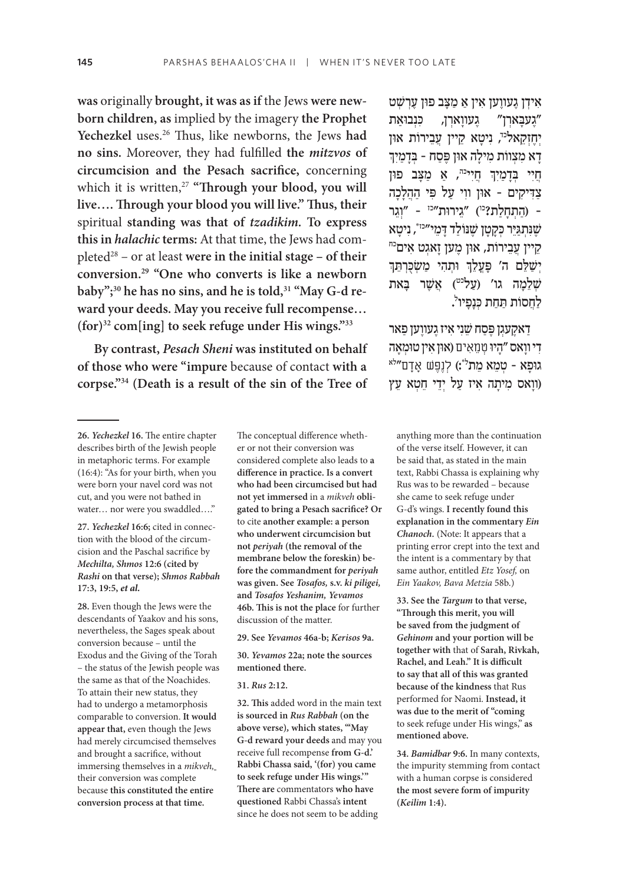**was** originally **brought, it was as if** the Jews **were newborn children, as** implied by the imagery **the Prophet Yechezkel** uses.[26] Thus, like newborns, the Jews **had no sins.** Moreover, they had fulfilled **the *mitzvos* of circumcision and the Pesach sacrifice,** concerning which it is written,[27] **"Through your blood, you will live…. Through your blood you will live." Thus, their** spiritual **standing was that of *tzadikim*. To express this in *halachic* terms:** At that time, the Jews had completed[28] – or at least **were in the initial stage – of their conversion.[29] "One who converts is like a newborn baby";[30] he has no sins, and he is told,[31] "May G-d reward your deeds. May you receive full recompense… (for)[32] com[ing] to seek refuge under His wings."[33]**

**By contrast, *Pesach Sheni* was instituted on behalf of those who were "impure** because of contact **with a corpse."[34] (Death is a result of the sin of the Tree of**

אידן געווען אין אַ מצב פון ערשט "געבּארן" געוואָרן, כּנבואת יחזקאל[כ], ניטאָ קיין עבירות און דאָ מצוות מילה און פסח - בּדמיך חיי בּדמיך חיי[כא], אַ מצב פון צדיקים - און ווי על פּי הלכה - (התחלת?[כב]) "גירות"[כג] - "וגר שנתגייר כּקטן שנולד דמי"[כד], ניטאָ קיין עבירות, און מען זאָגט אים[כה] ישלם ה' פּעלך ותהי משׂכּרתך שלמה גו' (על[כו]) אשר בּאת לחסות תּחת כּנפיו[כז].

דאַקעגן פּסח שני איז געווען פאַר די וואָס "היו טמאים (און אין טומאה גופא - טמא מת[כח]) לנפש אדם"[לא] (וואָס מיתה איז על ידי חטא עץ

---

**26.** ***Yechezkel* 16.** The entire chapter describes birth of the Jewish people in metaphoric terms. For example (16:4): "As for your birth, when you were born your navel cord was not cut, and you were not bathed in water… nor were you swaddled…."

**27.** ***Yechezkel* 16:6;** cited in connection with the blood of the circumcision and the Paschal sacrifice by ***Mechilta, Shmos* 12:6 (cited by *Rashi* on that verse); *Shmos Rabbah* 17:3, 19:5, *et al.***

**28.** Even though the Jews were the descendants of Yaakov and his sons, nevertheless, the Sages speak about conversion because – until the Exodus and the Giving of the Torah – the status of the Jewish people was the same as that of the Noachides. To attain their new status, they had to undergo a metamorphosis comparable to conversion. **It would appear that,** even though the Jews had merely circumcised themselves and brought a sacrifice, without immersing themselves in a *mikveh*, their conversion was complete because **this constituted the entire conversion process at that time.**

The conceptual difference whether or not their conversion was considered complete also leads to **a difference in practice. Is a convert who had been circumcised but had not yet immersed** in a *mikveh* **obligated to bring a Pesach sacrifice? Or** to cite **another example: a person who underwent circumcision but not *periyah* (the removal of the membrane below the foreskin) before the commandment for *periyah* was given. See *Tosafos,* s.v. *ki piligei,* and *Tosafos Yeshanim, Yevamos* 46b. This is not the place** for further discussion of the matter.

**29. See *Yevamos* 46a-b; *Kerisos* 9a.**

**30. *Yevamos* 22a; note the sources mentioned there.**

**31. *Rus* 2:12.**

**32. This** added word in the main text **is sourced in *Rus Rabbah* (on the above verse), which states, "'May G-d reward your deeds** and may you receive full recompense **from G-d.' Rabbi Chassa said, '(for) you came to seek refuge under His wings.'" There are** commentators **who have questioned** Rabbi Chassa's **intent** since he does not seem to be adding anything more than the continuation of the verse itself. However, it can be said that, as stated in the main text, Rabbi Chassa is explaining why Rus was to be rewarded – because she came to seek refuge under G-d's wings. **I recently found this explanation in the commentary *Ein Chanoch*.** (Note: It appears that a printing error crept into the text and the intent is a commentary by that same author, entitled *Etz Yosef,* on *Ein Yaakov, Bava Metzia* 58b.)

**33. See the *Targum* to that verse, "Through this merit, you will be saved from the judgment of *Gehinom* and your portion will be together with** that of **Sarah, Rivkah, Rachel, and Leah." It is difficult to say that all of this was granted because of the kindness** that Rus performed for Naomi. **Instead, it was due to the merit of "coming** to seek refuge under His wings," **as mentioned above.**

**34. *Bamidbar* 9:6.** In many contexts, the impurity stemming from contact with a human corpse is considered **the most severe form of impurity (*Keilim* 1:4).**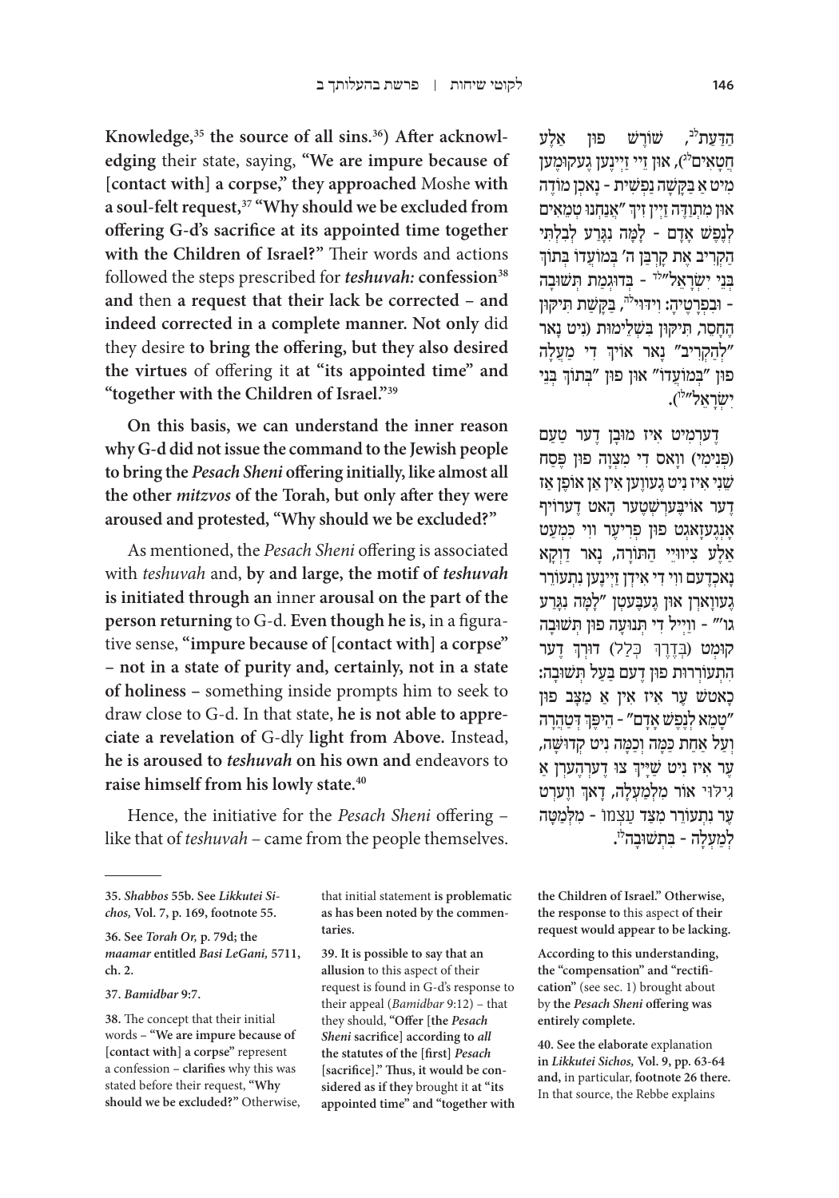**Knowledge,[35] the source of all sins.[36]) After acknowledging** their state, saying, **"We are impure because of [contact with] a corpse," they approached** Moshe **with a soul-felt request,[37] "Why should we be excluded from offering G-d's sacrifice at its appointed time together with the Children of Israel?"** Their words and actions followed the steps prescribed for ***teshuvah:*** **confession[38] and** then **a request that their lack be corrected – and indeed corrected in a complete manner. Not only** did they desire **to bring the offering, but they also desired the virtues** of offering it **at "its appointed time" and "together with the Children of Israel."[39]**

**On this basis, we can understand the inner reason why G-d did not issue the command to the Jewish people to bring the *Pesach Sheni* offering initially, like almost all the other *mitzvos* of the Torah, but only after they were aroused and protested, "Why should we be excluded?"**

As mentioned, the *Pesach Sheni* offering is associated with *teshuvah* and, **by and large, the motif of *teshuvah* is initiated through an** inner **arousal on the part of the person returning** to G-d. **Even though he is,** in a figurative sense, **"impure because of [contact with] a corpse" – not in a state of purity and, certainly, not in a state of holiness** – something inside prompts him to seek to draw close to G-d. In that state, **he is not able to appreciate a revelation of** G-dly **light from Above.** Instead, **he is aroused to *teshuvah* on his own and** endeavors to **raise himself from his lowly state.[40]**

Hence, the initiative for the *Pesach Sheni* offering – like that of *teshuvah* – came from the people themselves.

הַדַּעַת[לה], שׁוֹרֶשׁ פוּן אַלֶע חֲטָאִים[לו]), און זֵיי זַיְינֶען גֶעקוּמֶען מִיט אַ בַּקָשָׁה נַפְשִׁית - נָאכְן מוֹדֶה און מִתְוַדֶּה זַיְין זִיךְ "אֲנַחְנוּ טְמֵאִים לְנֶפֶשׁ אָדָם - לָמָּה נִגָּרַע לְבִלְתִּי הַקְרִיב אֶת קָרְבַּן ה' בְּמֹעֲדוֹ בְּתוֹךְ בְּנֵי יִשְׂרָאֵל"[לז] - בְּדוּגְמַת תְּשׁוּבָה - וּבִפְרָטֶיהָ: וִידּוּי[לח], בַּקָשַׁת תִּיקּוּן הֶחָסֵר, תִּיקּוּן בִּשְׁלֵימוּת (נִיט נָאר "לְהַקְרִיב" נָאר אוֹיךְ דִי מַעֲלָה פוּן "בְּמוֹעֲדוֹ" און פוּן "בְּתוֹךְ בְּנֵי יִשְׂרָאֵל"[לט]).

דֶערְמִיט אִיז מוּבָן דֶער טַעַם (פְּנִימִי) וואָס דִי מִצְוָה פוּן פֶּסַח שֵׁנִי אִיז נִיט גֶעוָוען אִין אַן אוֹפֶן אַז דֶער אוֹיבֶּערְשְׁטֶער הָאט דֶערוֹיף אָנְגֶעזָאגְט פוּן פְרִיעֶר ווִי כִּמְעַט אַלֶע צִיוּוּיֵי הַתּוֹרָה, נָאר דַוְקָא נָאכְדֶעם ווִי דִי אִידְן זַיְינֶען נִתְעוֹרֵר גֶעוָוארְן און גֶעבֶּעטְן "לָמָּה נִגָּרַע גו'" - ווַייל דִי תְּנוּעָה פוּן תְּשׁוּבָה קוּמְט (בְּדֶרֶךְ כְּלָל) דוּרְךְ דֶער הִתְעוֹרְרוּת פוּן דֶעם בַּעַל תְּשׁוּבָה: כָאטשׁ עֶר אִיז אִין אַ מַצָּב פוּן "טָמֵא לְנֶפֶשׁ אָדָם" - הֵיפֶךְ דְּטַהֲרָה וְעַל אַחַת כַּמָּה וְכַמָּה נִיט קְדוּשָּׁה, עֶר אִיז נִיט שַׁיְיךְ צוּ דֶערְהֶערְן אַ גִילּוּי אוֹר מִלְמַעְלָה, דָאךְ ווֶערְט עֶר נִתְעוֹרֵר מִצַּד עַצְמוֹ - מִלְמַטָּה לְמַעְלָה - בִּתְשׁוּבָה[מ].

---

**35.** ***Shabbos*** **55b. See *Likkutei Sichos,* Vol. 7, p. 169, footnote 55.**

**36. See *Torah Or,* p. 79d; the *maamar* entitled *Basi LeGani,* 5711, ch. 2.**

**37.** ***Bamidbar*** **9:7.**

**38.** The concept that their initial words – **"We are impure because of [contact with] a corpse"** represent a confession – **clarifies** why this was stated before their request, **"Why should we be excluded?"** Otherwise, that initial statement **is problematic as has been noted by the commentaries.**

**39. It is possible to say that an allusion** to this aspect of their request is found in G-d's response to their appeal (*Bamidbar* 9:12) – that they should, **"Offer [the *Pesach Sheni* sacrifice] according to *all* the statutes of the [first] *Pesach* [sacrifice]." Thus, it would be considered as if they** brought it **at "its appointed time" and "together with the Children of Israel."** Otherwise, **the response to** this aspect **of their request would appear to be lacking.**

**According to this understanding, the "compensation" and "rectification"** (see sec. 1) brought about by **the *Pesach Sheni* offering was entirely complete.**

**40. See the elaborate** explanation **in *Likkutei Sichos,* Vol. 9, pp. 63-64 and,** in particular, **footnote 26 there.** In that source, the Rebbe explains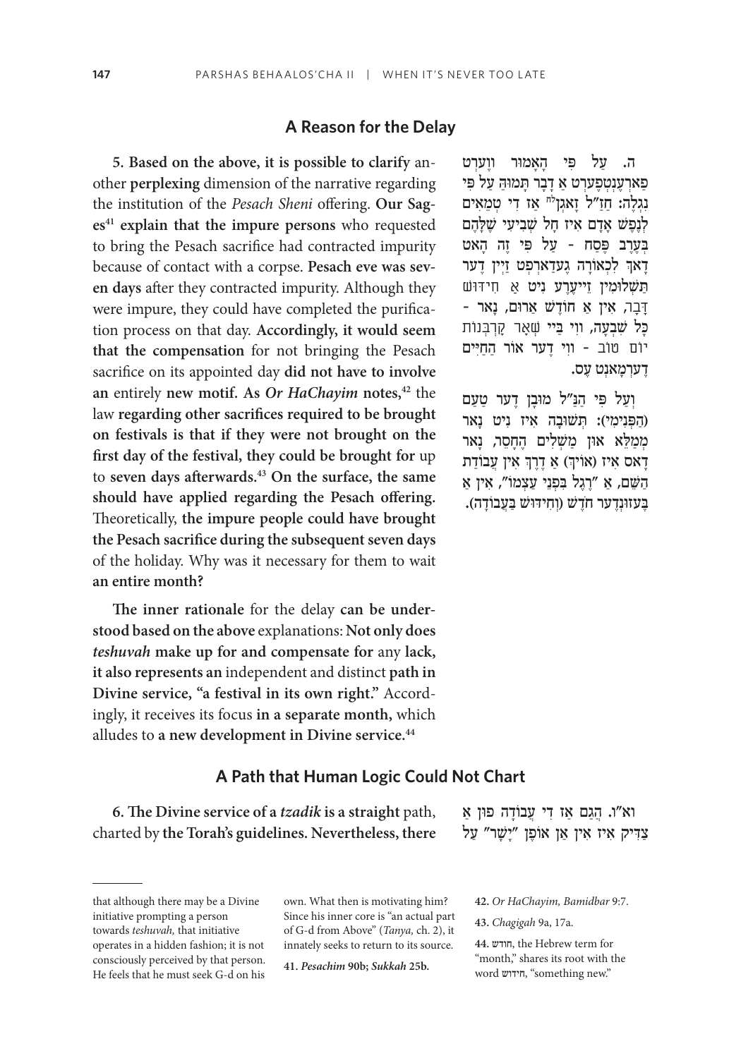## A Reason for the Delay

**5. Based on the above, it is possible to clarify** another **perplexing** dimension of the narrative regarding the institution of the *Pesach Sheni* offering. **Our Sages[41] explain that the impure persons** who requested to bring the Pesach sacrifice had contracted impurity because of contact with a corpse. **Pesach eve was seven days** after they contracted impurity. Although they were impure, they could have completed the purification process on that day. **Accordingly, it would seem that the compensation** for not bringing the Pesach sacrifice on its appointed day **did not have to involve an** entirely **new motif. As *Or HaChayim* notes,[42]** the law **regarding other sacrifices required to be brought on festivals is that if they were not brought on the first day of the festival, they could be brought for** up to **seven days afterwards.[43] On the surface, the same should have applied regarding the Pesach offering.** Theoretically, **the impure people could have brought the Pesach sacrifice during the subsequent seven days** of the holiday. Why was it necessary for them to wait **an entire month?**

**The inner rationale** for the delay **can be understood based on the above** explanations: **Not only does *teshuvah* make up for and compensate for** any **lack, it also represents an** independent and distinct **path in Divine service, "a festival in its own right."** Accordingly, it receives its focus **in a separate month,** which alludes to **a new development in Divine service.[44]**

ה. עַל פִּי הָאָמוּר ווֶערְט פַארְעֶנְטְפֶערְט אַ דָבָר תָּמוּהַ עַל פִּי נִגְלֶה: חֲזַ"ל זָאגְן[מא] אַז דִי טְמֵאִים לְנֶפֶשׁ אָדָם אִיז חָל שְׁבִיעִי שֶׁלָּהֶם בְּעֶרֶב פֶּסַח - עַל פִּי זֶה הָאט דָאךְ לִכְאוֹרָה גֶעדַארְפְט זַיְין דֶער תַּשְׁלוּמִין זַייעֶרע נִיט אַ חִידּוּשׁ דָבָר, אִין אַ חוֹדֶשׁ אַרוּם, נָאר - כָּל שִׁבְעָה, ווִי בַּיי שְׁאָר קָרְבְּנוֹת יוֹם טוֹב - ווִי דֶער אוֹר הַחַיִּים דֶערְמָאנְט עֶס.

וְעַל פִּי הַנַ"ל מוּבָן דֶער טַעַם (הַפְּנִימִי): תְּשׁוּבָה אִיז נִיט נָאר מְמַלֵּא אוּן מַשְׁלִים הֶחָסֵר, נָאר דָאס אִיז (אוֹיךְ) אַ דֶרֶךְ אִין עֲבוֹדַת הַשֵּׁם, אַ "רֶגֶל בִּפְנֵי עַצְמוֹ", אִין אַ בַּעזוּנְדֶער חֹדֶשׁ (וְחִידּוּשׁ בַּעֲבוֹדָה).

## A Path that Human Logic Could Not Chart

**6. The Divine service of a *tzadik* is a straight** path, charted by **the Torah's guidelines. Nevertheless, there**

וא"ו. הֲגַם אַז דִי עֲבוֹדָה פוּן אַ צַדִיק אִיז אִין אַן אוֹפֶן "יָשָׁר" עַל

---

that although there may be a Divine initiative prompting a person towards *teshuvah,* that initiative operates in a hidden fashion; it is not consciously perceived by that person. He feels that he must seek G-d on his own. What then is motivating him? Since his inner core is "an actual part of G-d from Above" (*Tanya,* ch. 2), it innately seeks to return to its source.

**41.** ***Pesachim*** **90b;** ***Sukkah*** **25b.**

**42.** *Or HaChayim, Bamidbar* 9:7.

**43.** *Chagigah* 9a, 17a.

**44.** חודש, the Hebrew term for "month," shares its root with the word חידוש, "something new."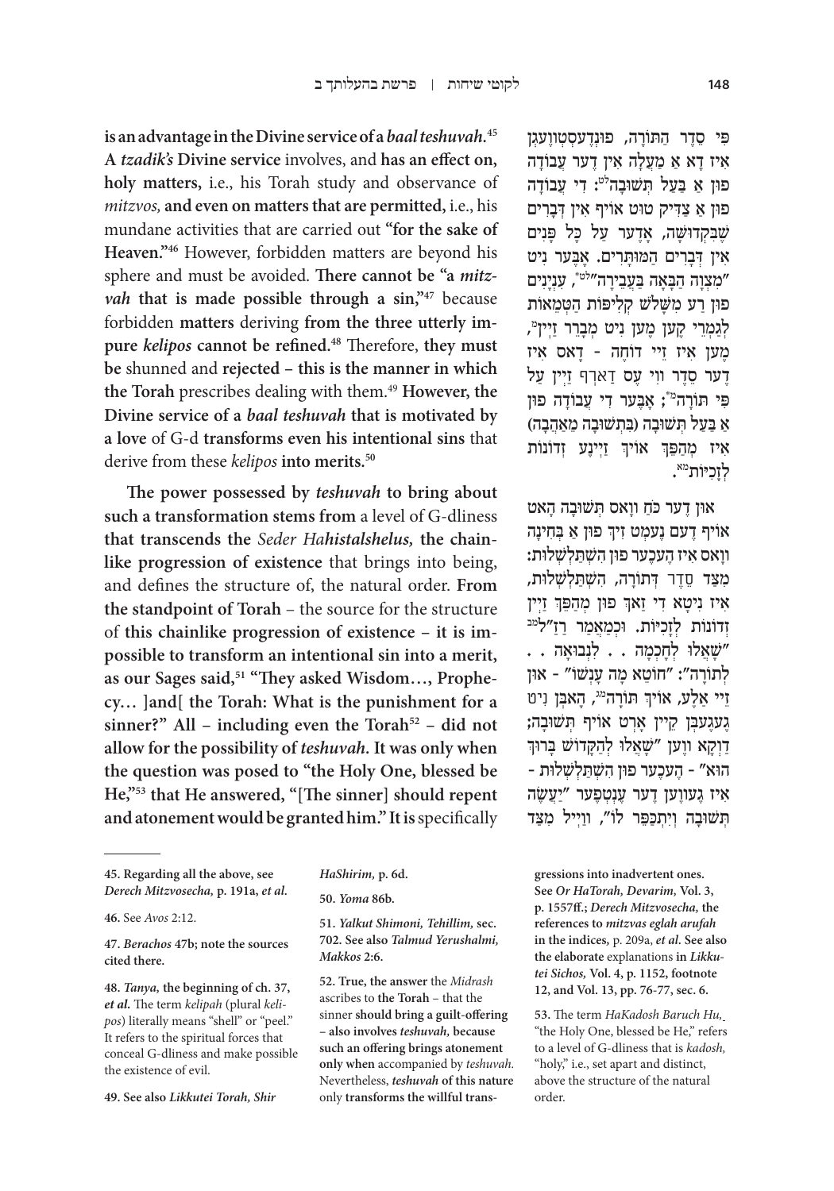**is an advantage in the Divine service of a *baal teshuvah*.**[45] **A *tzadik's* Divine service** involves, and **has an effect on, holy matters,** i.e., his Torah study and observance of *mitzvos,* **and even on matters that are permitted,** i.e., his mundane activities that are carried out **"for the sake of Heaven."**[46] However, forbidden matters are beyond his sphere and must be avoided. **There cannot be "a *mitzvah* that is made possible through a sin,"**[47] because forbidden **matters** deriving **from the three utterly impure *kelipos* cannot be refined.**[48] Therefore, **they must be** shunned and **rejected – this is the manner in which the Torah** prescribes dealing with them.[49] **However, the Divine service of a *baal teshuvah* that is motivated by a love** of G-d **transforms even his intentional sins** that derive from these *kelipos* **into merits.**[50]

**The power possessed by *teshuvah* to bring about such a transformation stems from** a level of G-dliness **that transcends the** *Seder Hahistalshelus,* **the chainlike progression of existence** that brings into being, and defines the structure of, the natural order. **From the standpoint of Torah** – the source for the structure of **this chainlike progression of existence – it is impossible to transform an intentional sin into a merit, as our Sages said,**[51] **"They asked Wisdom…, Prophecy… ]and[ the Torah: What is the punishment for a sinner?" All – including even the Torah**[52] **– did not allow for the possibility of *teshuvah*. It was only when the question was posed to "the Holy One, blessed be He,"**[53] **that He answered, "[The sinner] should repent and atonement would be granted him." It is** specifically

פִּי סֵדֶר הַתּוֹרָה, פוּנְדֶעסְטְווֶעגְן אִיז דָא אַ מַעֲלָה אִין דֶער עֲבוֹדָה פוּן אַ בַּעַל תְּשׁוּבָה[לט]: דִי עֲבוֹדָה פוּן אַ צַדִּיק טוּט אוֹיףְ אִין דְּבָרִים שֶׁבִּקְדוּשָּׁה, אָדֶער עַל כָּל פָּנִים אִין דְּבָרִים הַמּוּתָּרִים. אָבֶּער נִיט "מִצְוָה הַבָּאָה בַּעֲבֵירָה"[לט*], עִנְיָנִים פוּן רַע מִשָּׁלֹשׁ קְלִיפּוֹת הַטְּמֵאוֹת לְגַמְרֵי קֶען מֶען נִיט מְבָרֵר זַיְין[מ], מֶען אִיז זֵיי דוֹחֶה - דָאס אִיז דֶער סֵדֶר וִוי עֶס דַארְף זַיְין עַל פִּי תּוֹרָה[מ*]; אָבֶּער דִי עֲבוֹדָה פוּן אַ בַּעַל תְּשׁוּבָה (בִּתְשׁוּבָה מֵאַהֲבָה) אִיז מְהַפֵּךְ אוֹיךְ זַיְינֶע זְדוֹנוֹת לִזְכֻיּוֹת[מא].

און דֶער כֹּחַ וואָס תְּשׁוּבָה הָאט אוֹיף דֶעם נֶעמְט זִיךְ פוּן אַ בְּחִינָה וואָס אִיז הֶעכֶער פוּן הִשְׁתַּלְשְׁלוּת: מִצַּד סֵדֶר דְּתוֹרָה, הִשְׁתַּלְשְׁלוּת, אִיז נִיטָא דִי זַאךְ פוּן מְהַפֵּךְ זַיְין זְדוֹנוֹת לִזְכֻיּוֹת. וּכְמַאֲמַר רַזַ"ל[מב] "שָׁאֲלוּ לְחָכְמָה . . לִנְבוּאָה . . לַתּוֹרָה": "חוֹטֵא מָה עָנְשׁוֹ" - און זֵיי אַלֶע, אוֹיךְ תּוֹרָה[מג], הָאבְּן נִיט גֶעגֶעבְּן קֵיין אָרְט אוֹיף תְּשׁוּבָה; דַוְקָא ווֶען "שָׁאֲלוּ לְהַקָּדוֹשׁ בָּרוּךְ הוּא" - הֶעכֶער פוּן הִשְׁתַּלְשְׁלוּת - אִיז גֶעווֶען דֶער עֶנְטְפֶער "יַעֲשֶׂה תְּשׁוּבָה וְיִתְכַּפֵּר לוֹ", ווַיְיל מִצַּד

---

**45. Regarding all the above, see *Derech Mitzvosecha,* p. 191a, *et al.***

**46.** See *Avos* 2:12.

**47. *Berachos* 47b; note the sources cited there.**

**48. *Tanya,* the beginning of ch. 37, *et al.*** The term *kelipah* (plural *kelipos*) literally means "shell" or "peel." It refers to the spiritual forces that conceal G-dliness and make possible the existence of evil.

**49. See also *Likkutei Torah, Shir HaShirim,* p. 6d.**

**50. *Yoma* 86b.**

**51. *Yalkut Shimoni, Tehillim,* sec. 702. See also *Talmud Yerushalmi, Makkos* 2:6.**

**52. True, the answer** the *Midrash* ascribes to **the Torah** – that the sinner **should bring a guilt-offering – also involves *teshuvah,* because such an offering brings atonement only when** accompanied by *teshuvah.* Nevertheless, ***teshuvah* of this nature** only **transforms the willful transgressions into inadvertent ones. See *Or HaTorah, Devarim,* Vol. 3, p. 1557ff.; *Derech Mitzvosecha,* the references to *mitzvas eglah arufah* in the indices,** p. 209a, ***et al.* See also the elaborate** explanations **in *Likkutei Sichos,* Vol. 4, p. 1152, footnote 12, and Vol. 13, pp. 76-77, sec. 6.**

**53.** The term *HaKadosh Baruch Hu,* "the Holy One, blessed be He," refers to a level of G-dliness that is *kadosh,* "holy," i.e., set apart and distinct, above the structure of the natural order.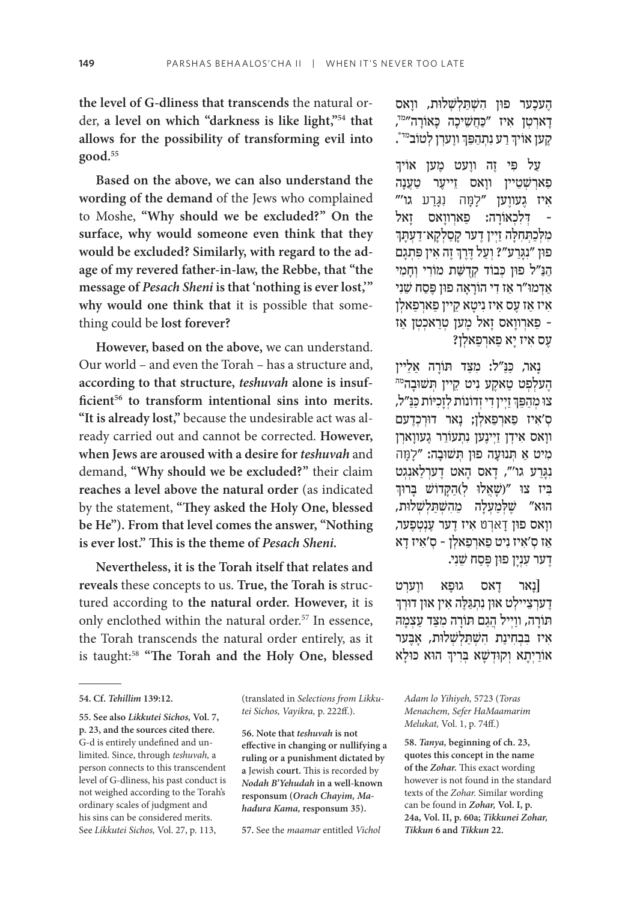the level of G-dliness that transcends the natural order, a level on which "darkness is like light,"[54] that allows for the possibility of transforming evil into good.[55]

Based on the above, we can also understand the wording of the demand of the Jews who complained to Moshe, "Why should we be excluded?" On the surface, why would someone even think that they would be excluded? Similarly, with regard to the adage of my revered father-in-law, the Rebbe, that "the message of *Pesach Sheni* is that 'nothing is ever lost,'" why would one think that it is possible that something could be lost forever?

However, based on the above, we can understand. Our world – and even the Torah – has a structure and, according to that structure, *teshuvah* alone is insufficient[56] to transform intentional sins into merits. "It is already lost," because the undesirable act was already carried out and cannot be corrected. However, when Jews are aroused with a desire for *teshuvah* and demand, "Why should we be excluded?" their claim reaches a level above the natural order (as indicated by the statement, "They asked the Holy One, blessed be He"). From that level comes the answer, "Nothing is ever lost." This is the theme of *Pesach Sheni*.

Nevertheless, it is the Torah itself that relates and reveals these concepts to us. True, the Torah is structured according to the natural order. However, it is only enclothed within the natural order.[57] In essence, the Torah transcends the natural order entirely, as it is taught:[58] "The Torah and the Holy One, blessed

הֶעכֶער פוּן הִשְׁתַּלְשְׁלוּת, וְואס דָארְטְן אִיז "כַּחֲשֵׁיכָה כָּאוֹרָה"[נד], קֶען אוֹיךְ רַע נִתְהַפֵּךְ וֶוערְן לְטוֹב[נה].

עַל פִּי זֶה וֶועט מֶען אוֹיךְ פַארְשְׁטֵיין וָואס זֵייעֶר טַעֲנָה אִיז גֶעוֶוען "לָמָּה נִגָּרַע גו'" - דִּלְכְאוֹרָה: פַארְוָואס זָאל מִלְּכַתְּחִלָּה זַיין דֶער קָסַלְקָא־דַעְתָּךְ פוּן "נִגְרַע"? וְעַל דֶּרֶךְ זֶה אִין פִּתְגַם הַנַּ"ל פוּן כְּבוֹד קְדֻשַּׁת מוֹרִי וְחָמִי אַדְמוּ"ר אַז דִי הוֹרָאָה פוּן פֶּסַח שֵׁנִי אִיז אַז עֶס אִיז נִיטָא קֵיין פַארְפַאלְן - פַארְוָואס זָאל מֶען טְרַאכְטְן אַז עֶס אִיז יָא פַארְפַאלְן?

נָאר, כַּנַּ"ל: מִצַּד תּוֹרָה אַלֵיין הֶעלְפְט טַאקֶע נִיט קֵיין תְּשׁוּבָה[נו] צוּ מְהַפֵּךְ זַיין דִי זְדוֹנוֹת לִזְכֻיּוֹת כַּנַּ"ל, ס'אִיז פַארְפַאלְן; נָאר דוּרְכְדֶעם וָואס אִידְן זַיינֶען נִתְעוֹרֵר גֶעוָוארְן מִיט אַ תְּנוּעָה פוּן תְּשׁוּבָה: "לָמָּה נִגָּרַע גו'", דָאס הָאט דֶערְלַאנְגְט בִּיז צוּ "(שָׁאֲלוּ לְ)הַקָּדוֹשׁ בָּרוּךְ הוּא" שֶׁלְּמַעְלָה מֵהִשְׁתַּלְשְׁלוּת, וְואס פוּן דָארְט אִיז דֶער עֶנְטְפֶער, אַז ס'אִיז נִיט פַארְפַאלְן - ס'אִיז דָא דֶער עִנְיָן פוּן פֶּסַח שֵׁנִי.

[נָאר דָאס גוּפָא וֶוערְט דֶערְצֵיילְט אוּן נִתְגַּלֶּה אִין אוּן דוּרְךְ תּוֹרָה, וַוייל הֲגַם תּוֹרָה מִצַּד עַצְמָהּ אִיז בִּבְחִינַת הִשְׁתַּלְשְׁלוּת, אָבֶּער אוֹרַיְתָא וְקוּדְשָׁא בְּרִיךְ הוּא כּוּלָּא

---

54. Cf. *Tehillim* 139:12.

55. See also *Likkutei Sichos*, Vol. 7, p. 23, and the sources cited there. G-d is entirely undefined and unlimited. Since, through *teshuvah*, a person connects to this transcendent level of G-dliness, his past conduct is not weighed according to the Torah's ordinary scales of judgment and his sins can be considered merits. See *Likkutei Sichos*, Vol. 27, p. 113, (translated in *Selections from Likkutei Sichos, Vayikra*, p. 222ff.).

56. Note that *teshuvah* is not effective in changing or nullifying a ruling or a punishment dictated by a Jewish court. This is recorded by *Nodah B'Yehudah* in a well-known responsum (*Orach Chayim, Mahadura Kama*, responsum 35).

57. See the *maamar* entitled *Vichol Adam lo Yihiyeh*, 5723 (*Toras Menachem, Sefer HaMaamarim Melukat*, Vol. 1, p. 74ff.)

58. *Tanya*, beginning of ch. 23, quotes this concept in the name of the *Zohar*. This exact wording however is not found in the standard texts of the *Zohar*. Similar wording can be found in *Zohar*, Vol. I, p. 24a, Vol. II, p. 60a; *Tikkunei Zohar, Tikkun* 6 and *Tikkun* 22.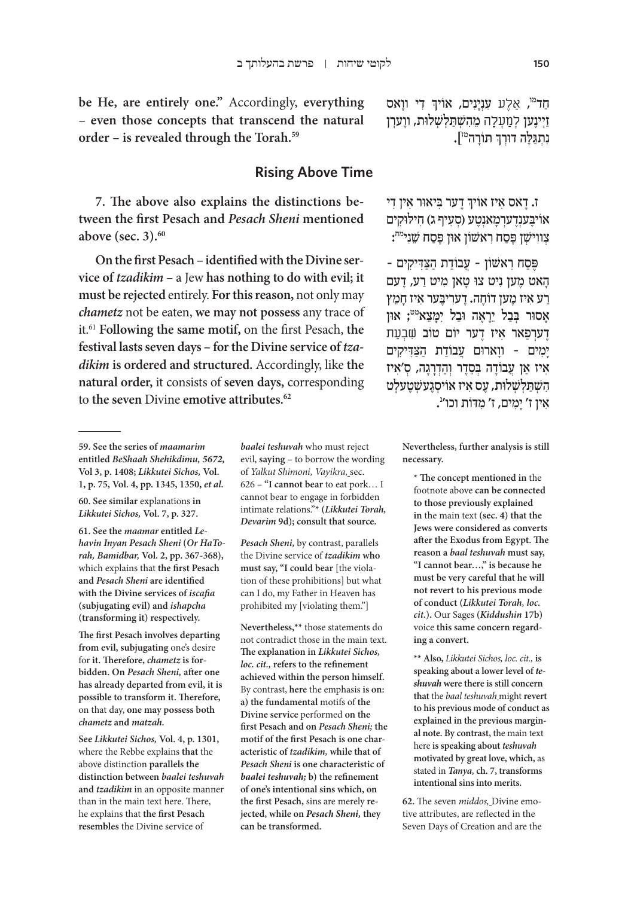חד[נו], אַלע ענינים, אויך די וואָס זיינען לְמַעְלָה מֵהִשְׁתַּלְשְׁלוּת, ווערן נִתְגַּלֶּה דורך תּוֹרָה[נז]].

be He, are entirely one." Accordingly, **everything – even those concepts that transcend the natural order – is revealed through the Torah.**[59]

## Rising Above Time

**ז.** דאָס איז אויך דער בּיאור אין די אויבּענדערמאָנטע (סעיף ג) חילוּקים צווישן פֶּסַח ראשון און פֶּסַח שֵׁנִי[נח]:

**7. The above also explains the distinctions between the first Pesach and *Pesach Sheni* mentioned above (sec. 3).**[60]

פֶּסַח ראשון - עֲבוֹדַת הַצַּדִּיקִים - האָט מען ניט צו טאָן מיט רע, דעם רע איז מען דוֹחֶה. דעריבּער איז חָמֵץ אָסוּר בְּבַל יֵרָאֶה וּבַל יִמָּצֵא[נט]; און דערפאַר איז דער יום טוב שִׁבְעַת יָמִים - וואָרום עֲבוֹדַת הַצַּדִּיקִים איז אַן עֲבוֹדָה בְּסֵדֶר וְהַדְרָגָה, ס'איז הִשְׁתַּלְשְׁלוּת, עס איז אויסגעשטעלט אין ז' יָמִים, ז' מִדּוֹת וכו'[ס].

**On the first Pesach – identified with the Divine service of *tzadikim* –** a Jew **has nothing to do with evil; it must be rejected** entirely. **For this reason,** not only may *chametz* not be eaten, **we may not possess** any trace of it.[61] **Following the same motif,** on the first Pesach, **the festival lasts seven days – for the Divine service of *tzadikim* is ordered and structured.** Accordingly, like **the natural order,** it consists of **seven days,** corresponding to **the seven** Divine **emotive attributes.**[62]

---

**59. See the series of *maamarim* entitled *BeShaah Shehikdimu, 5672,* Vol 3, p. 1408; *Likkutei Sichos,* Vol. 1, p. 75, Vol. 4, pp. 1345, 1350, *et al.***

**60. See similar** explanations **in *Likkutei Sichos,* Vol. 7, p. 327.**

**61. See the *maamar* entitled *Lehavin Inyan Pesach Sheni* (*Or HaTorah, Bamidbar,* Vol. 2, pp. 367-368),** which explains that **the first Pesach and *Pesach Sheni* are identified with the Divine services of *iscafia* (subjugating evil)** and ***ishapcha* (transforming it) respectively.**

**The first Pesach involves departing from evil, subjugating** one's desire for **it. Therefore, *chametz* is forbidden. On *Pesach Sheni,* after one has already departed from evil, it is possible to transform it. Therefore,** on that day, **one may possess both *chametz* and *matzah*.**

**See *Likkutei Sichos,* Vol. 4, p. 1301,** where the Rebbe explains **that** the above distinction **parallels the distinction between *baalei teshuvah* and *tzadikim*** in an opposite manner than in the main text here. There, he explains that **the first Pesach resembles** the Divine service of ***baalei teshuvah*** who must reject evil, **saying** – to borrow the wording of *Yalkut Shimoni, Vayikra,* sec. 626 – **"I cannot bear** to eat pork… I cannot bear to engage in forbidden intimate relations."* (***Likkutei Torah, Devarim* 9d); consult that source.**

***Pesach Sheni,*** by contrast, parallels the Divine service of ***tzadikim*** **who must say, "I could bear** [the violation of these prohibitions] but what can I do, my Father in Heaven has prohibited my [violating them."]

**Nevertheless,**** those statements do not contradict those in the main text. **The explanation in *Likkutei Sichos, loc. cit.,* refers to the refinement achieved within the person himself.** By contrast, **here** the emphasis **is on: a) the fundamental** motifs of **the Divine service** performed **on the first Pesach and on *Pesach Sheni;* the motif of the first Pesach is one characteristic of *tzadikim,* while that of *Pesach Sheni* is one characteristic of *baalei teshuvah;* b) the refinement of one's intentional sins which, on the first Pesach,** sins are merely **rejected, while on *Pesach Sheni,* they can be transformed.**

**Nevertheless, further analysis is still necessary.**

\* **The concept mentioned in** the footnote above **can be connected to those previously explained in** the main text **(sec. 4) that the Jews were considered as converts after the Exodus from Egypt. The reason a *baal teshuvah* must say, "I cannot bear…," is because he must be very careful that he will not revert to his previous mode of conduct (*Likkutei Torah, loc. cit.*).** Our Sages (***Kiddushin* 17b**) voice **this same concern regarding a convert.**

\*\* **Also,** *Likkutei Sichos, loc. cit.,* **is speaking about a lower level of *teshuvah* were there is still concern that** the *baal teshuvah* **might revert to his previous mode of conduct as explained in the previous marginal note. By contrast,** the main text here **is speaking about *teshuvah* motivated by great love, which,** as stated in ***Tanya,* ch. 7, transforms intentional sins into merits.**

**62.** The seven *middos,* Divine emotive attributes, are reflected in the Seven Days of Creation and are the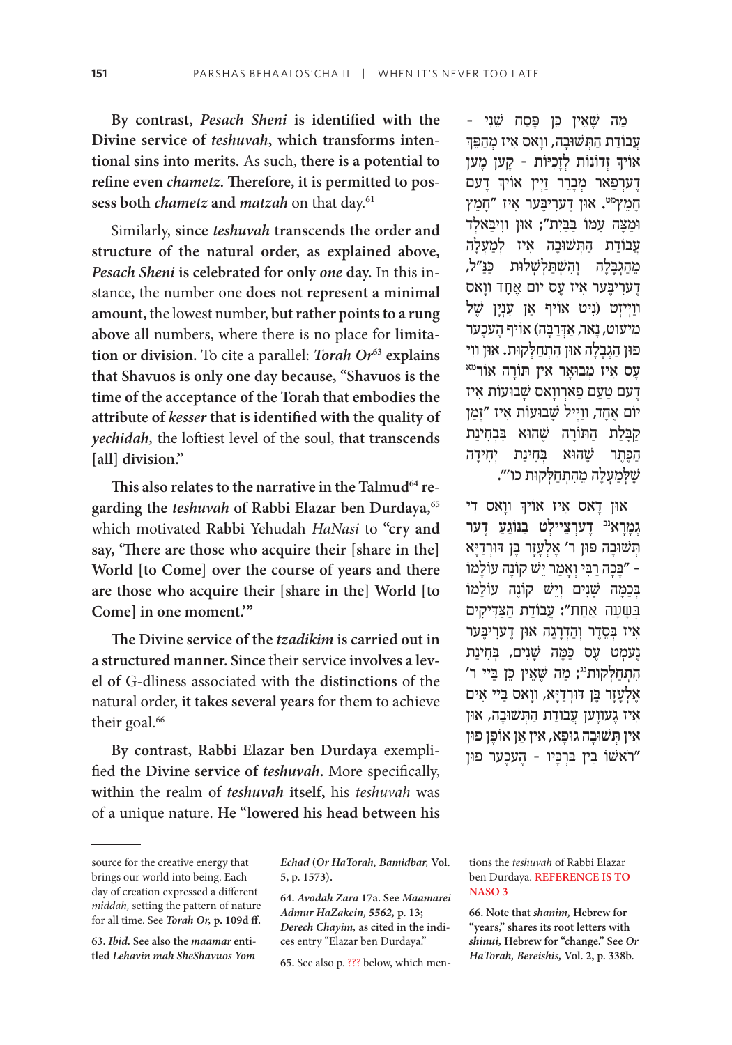By contrast, ***Pesach Sheni* is identified with the Divine service of *teshuvah*, which transforms intentional sins into merits.** As such, **there is a potential to refine even *chametz*. Therefore, it is permitted to possess both *chametz* and *matzah*** on that day.[61]

Similarly, **since *teshuvah* transcends the order and structure of the natural order, as explained above, *Pesach Sheni* is celebrated for only *one* day.** In this instance, the number one **does not represent a minimal amount,** the lowest number, **but rather points to a rung above** all numbers, where there is no place for **limitation or division.** To cite a parallel: ***Torah Or*[63] explains that Shavuos is only one day because, "Shavuos is the time of the acceptance of the Torah that embodies the attribute of *kesser* that is identified with the quality of *yechidah,*** the loftiest level of the soul, **that transcends [all] division."**

**This also relates to the narrative in the Talmud[64] regarding the *teshuvah* of Rabbi Elazar ben Durdaya,[65]** which motivated **Rabbi** Yehudah *HaNasi* to **"cry and say, 'There are those who acquire their [share in the] World [to Come] over the course of years and there are those who acquire their [share in the] World [to Come] in one moment.'"**

**The Divine service of the *tzadikim* is carried out in a structured manner. Since** their service **involves a level of** G-dliness associated with the **distinctions** of the natural order, **it takes several years** for them to achieve their goal.[66]

**By contrast, Rabbi Elazar ben Durdaya** exemplified **the Divine service of *teshuvah*.** More specifically, **within** the realm of ***teshuvah* itself,** his *teshuvah* was of a unique nature. **He "lowered his head between his**

מה שאין כן פסח שני - עבודת התשובה, וואס איז מהפך אויך זדונות לזכיות - קען מען דערפאר מברר זיין אויך דעם חמץ[נט]. און דעריבער איז "חמץ ומצה עמו בבית"; און וויבאלד עבודת התשובה איז למעלה מהגבלה והשתלשלות כנ"ל, דעריבער איז עס יום אחד וואס ווייזט (ניט אויף אן ענין של מיעוט, נאר, אדרבה) אויף העכער פון הגבלה און התחלקות. און ווי עס איז מבואר אין תורה אור[סא] דעם טעם פארוואס שבועות איז יום אחד, ווייל שבועות איז "זמן קבלת התורה שהוא בבחינת הכתר שהוא בחינת יחידה שלמעלה מהתחלקות כו'".

און דאס איז אויך וואס די גמרא[סב] דערציילט בנוגע דער תשובה פון ר' אלעזר בן דורדיא - "בכה רבי ואמר יש קונה עולמו בכמה שנים ויש קונה עולמו בשעה אחת": עבודת הצדיקים איז בסדר והדרגה און דעריבער נעמט עס כמה שנים, בחינת התחלקות[סג]; מה שאין כן ביי ר' אלעזר בן דורדיא, וואס ביי אים איז געווען עבודת התשובה, און אין תשובה גופא, אין אן אופן פון "ראשו בין ברכיו - העכער פון

---

source for the creative energy that brings our world into being. Each day of creation expressed a different *middah,* setting the pattern of nature for all time. See *Torah Or,* p. 109d ff.

**63.** *Ibid.* **See also the *maamar* entitled *Lehavin mah SheShavuos Yom Echad* (*Or HaTorah, Bamidbar,* Vol. 5, p. 1573).**

**64.** ***Avodah Zara* 17a. See *Maamarei Admur HaZakein, 5562,* p. 13; *Derech Chayim,* as cited in the indices** entry "Elazar ben Durdaya."

**65.** See also p. ??? below, which mentions the *teshuvah* of Rabbi Elazar ben Durdaya. REFERENCE IS TO NASO 3

**66. Note that *shanim,* Hebrew for "years," shares its root letters with *shinui,* Hebrew for "change." See *Or HaTorah, Bereishis,* Vol. 2, p. 338b.**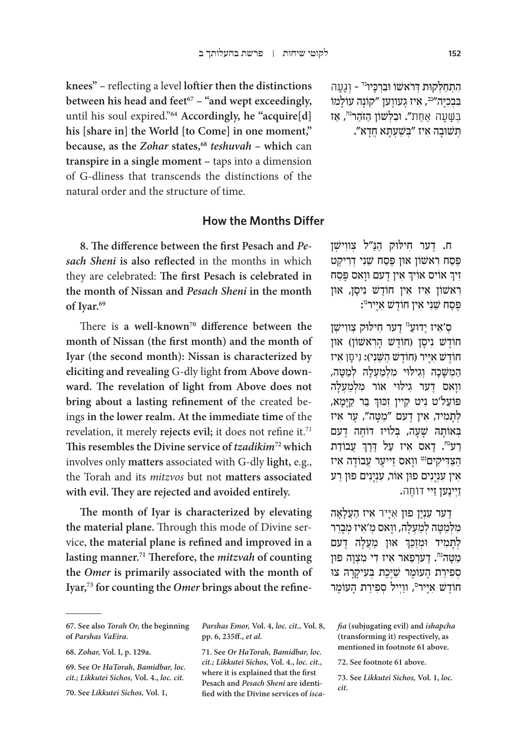**knees"** – reflecting a level **loftier then the distinctions between his head and feet**[67] – **"and wept exceedingly,** until his soul expired."[64] **Accordingly, he "acquire[d] his [share in] the World [to Come] in one moment," because, as the *Zohar* states,**[68] ***teshuvah*** **– which** can **transpire in a single moment** – taps into a dimension of G-dliness that transcends the distinctions of the natural order and the structure of time.

**הִתְחַלְּקוּת דְּרֹאשׁוֹ וּבִרְכָּיו"** - **וְגָעָה בִּבְכִיָּה"**, **אִיז גֶעוֶוען "קוֹנֶה עוֹלָמוֹ בְּשָׁעָה אַחַת". וּבִלְשׁוֹן הַזֹּהַר, אַז תְּשׁוּבָה אִיז "בְּשַׁעְתָּא חֲדָא".**

## How the Months Differ

**8. The difference between the first Pesach and *Pesach Sheni* is also reflected** in the months in which they are celebrated: **The first Pesach is celebrated in the month of Nissan and *Pesach Sheni* in the month of Iyar.**[69]

**ח. דֶער חִילּוּק הַנַּ"ל צְווִישְׁן פֶּסַח רִאשׁוֹן אוּן פֶּסַח שֵׁנִי דְּרִיקְט זִיךְ אוֹיס אוֹיךְ אִין דֶעם וָואס פֶּסַח רִאשׁוֹן אִיז אִין חוֹדֶשׁ נִיסָן, אוּן פֶּסַח שֵׁנִי אִין חוֹדֶשׁ אִיָּיר:**

There is **a well-known**[70] **difference between the month of Nissan (the first month) and the month of Iyar (the second month): Nissan is characterized by eliciting and revealing** G-dly light **from Above downward. The revelation of light from Above does not bring about a lasting refinement of** the created beings **in the lower realm. At the immediate time** of the revelation, it merely **rejects evil;** it does not refine it.[71] **This resembles the Divine service of *tzadikim***[72] **which** involves only **matters** associated with G-dly **light,** e.g., the Torah and its *mitzvos* but not **matters associated with evil. They are rejected and avoided entirely.**

**ס'אִיז יָדוּעַ דֶער חִילּוּק צְווִישְׁן חוֹדֶשׁ נִיסָן (חוֹדֶשׁ הָרִאשׁוֹן) אוּן חוֹדֶשׁ אִיָּיר (חוֹדֶשׁ הַשֵּׁנִי): נִיסָן אִיז הַמְשָׁכָה וְגִילּוּי מִלְמַעְלָה לְמַטָּה, וָואס דֶער גִילּוּי אוֹר מִלְמַעְלָה פּוֹעֶל'ט נִיט קֵיין זִכּוּךְ בַּר קַיָּימָא, לְתָמִיד, אִין דֶעם "מַטָּה", עֶר אִיז בְּאוֹתָהּ שָׁעָה, בְּלוֹיז דּוֹחֶה דֶעם רַע. דָאס אִיז עַל דֶּרֶךְ עֲבוֹדַת הַצַּדִּיקִים וָואס זֵייעֶר עֲבוֹדָה אִיז אִין עִנְיָנִים פוּן אוֹר, עִנְיָנִים פוּן רַע זַיינֶען זֵיי דוֹחֶה.**

**The month of Iyar is characterized by elevating the material plane.** Through this mode of Divine service, **the material plane is refined and improved in a lasting manner.**[71] **Therefore, the *mitzvah* of counting the *Omer* is primarily associated with the month of Iyar,**[73] **for counting the *Omer* brings about the refine-**

**דֶער עִנְיָן פוּן אִיָּיר אִיז הַעֲלָאָה מִלְּמַטָּה לְמַעְלָה, וָואס מְ'אִיז מְבָרֵר לְתָמִיד וּמְזַכֵּךְ אוּן מַעֲלֶה דֶעם מַטָּה. דֶערפַאר אִיז דִי מִצְוָה פוּן סְפִירַת הָעוֹמֶר שַׁיֶּכֶת בְּעִיקָּרָהּ צוּ חוֹדֶשׁ אִיָּיר, וַוייל סְפִירַת הָעוֹמֶר**

---

67. See also *Torah Or,* the beginning of *Parshas VaEira.*

68. *Zohar,* Vol. I, p. 129a.

69. See *Or HaTorah, Bamidbar, loc. cit.; Likkutei Sichos,* Vol. 4., *loc. cit.*

70. See *Likkutei Sichos,* Vol. 1, *Parshas Emor,* Vol. 4, *loc. cit.,* Vol. 8, pp. 6, 235ff., *et al.*

71. See *Or HaTorah, Bamidbar, loc. cit.; Likkutei Sichos,* Vol. 4., *loc. cit.,* where it is explained that the first Pesach and *Pesach Sheni* are identified with the Divine services of *iscafia* (subjugating evil) and *ishapcha* (transforming it) respectively, as mentioned in footnote 61 above.

72. See footnote 61 above.

73. See *Likkutei Sichos,* Vol. 1, *loc. cit.*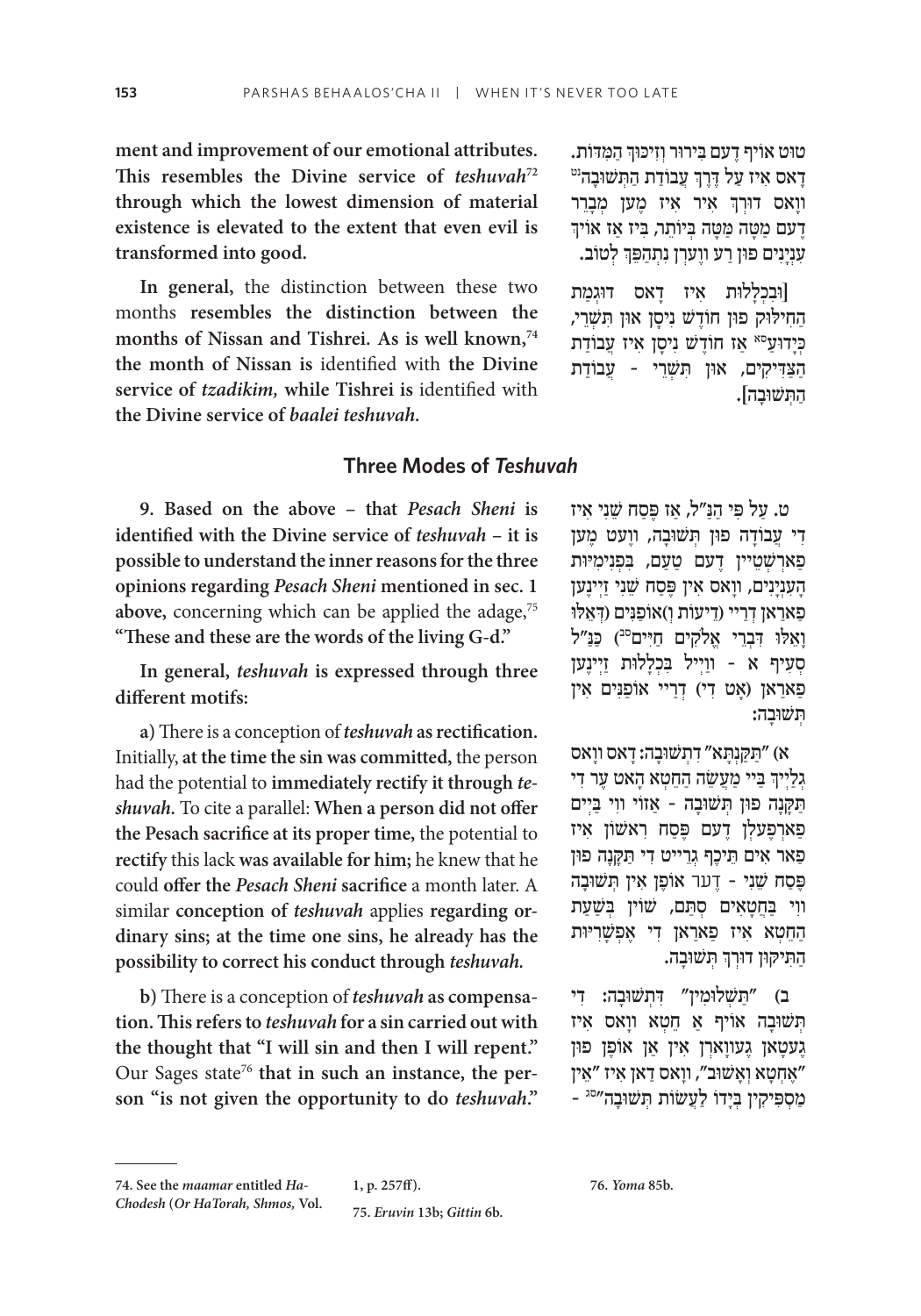**ment and improvement of our emotional attributes. This resembles the Divine service of *teshuvah*[72] through which the lowest dimension of material existence is elevated to the extent that even evil is transformed into good.**

**In general,** the distinction between these two months **resembles the distinction between the months of Nissan and Tishrei. As is well known,**[74] **the month of Nissan is** identified with **the Divine service of *tzadikim,* while Tishrei is** identified with **the Divine service of *baalei teshuvah.***

טוט אויך דעם בירור וזיכוך המדות. דאס איז על דרך עבודת התשובה[עט] וואס דורך איר איז מען מברר דעם מטה מטה ביותר, ביז אז אויך ענינים פון רע ווערן נתהפך לטוב.

[ובכללות איז דאס דוגמת החילוק פון חודש ניסן און תשרי, כידוע[פא] אז חודש ניסן איז עבודת הצדיקים, און תשרי - עבודת התשובה].

## Three Modes of *Teshuvah*

**9. Based on the above – that *Pesach Sheni* is identified with the Divine service of *teshuvah* – it is possible to understand the inner reasons for the three opinions regarding *Pesach Sheni* mentioned in sec. 1 above,** concerning which can be applied the adage,[75] **"These and these are the words of the living G-d."**

**In general, *teshuvah* is expressed through three different motifs:**

**a)** There is a conception of ***teshuvah* as rectification.** Initially, **at the time the sin was committed,** the person had the potential to **immediately rectify it through *teshuvah.*** To cite a parallel: **When a person did not offer the Pesach sacrifice at its proper time,** the potential to **rectify** this lack **was available for him;** he knew that he could **offer the *Pesach Sheni* sacrifice** a month later. A similar **conception of *teshuvah* applies regarding ordinary sins; at the time one sins, he already has the possibility to correct his conduct through *teshuvah.***

**b)** There is a conception of ***teshuvah* as compensation. This refers to *teshuvah* for a sin carried out with the thought that "I will sin and then I will repent."** Our Sages state[76] **that in such an instance, the person "is not given the opportunity to do *teshuvah.*"**

ט. על פי הנ"ל, אז פסח שני איז די עבודה פון תשובה, וועט מען פארשטיין דעם טעם, בפנימיות הענינים, וואס אין פסח שני זיינען פאראן דריי (דיעות ו)אופנים (דאלו ואלו דברי אלקים חיים[פב]) כנ"ל סעיף א - ווייל בכללות זיינען פאראן (אט די) דריי אופנים אין תשובה:

א) "תקנתא" דתשובה: דאס וואס גלייך ביי מעשה החטא האט ער די תקנה פון תשובה - אזוי ווי ביים פארפעלן דעם פסח ראשון איז פאר אים תיכף גרייט די תקנה פון פסח שני - דער אופן אין תשובה ווי בחטאים סתם, שוין בשעת החטא איז פאראן די אפשריות התיקון דורך תשובה.

ב) "תשלומין" דתשובה: די תשובה אויף א חטא וואס איז געטאן געווארן אין אן אופן פון "אחטא ואשוב", וואס דאן איז "אין מספיקין בידו לעשות תשובה"[פג] -

---

74. See the *maamar* entitled *HaChodesh* (*Or HaTorah, Shmos,* Vol. 1, p. 257ff).

75. *Eruvin* 13b; *Gittin* 6b.

76. *Yoma* 85b.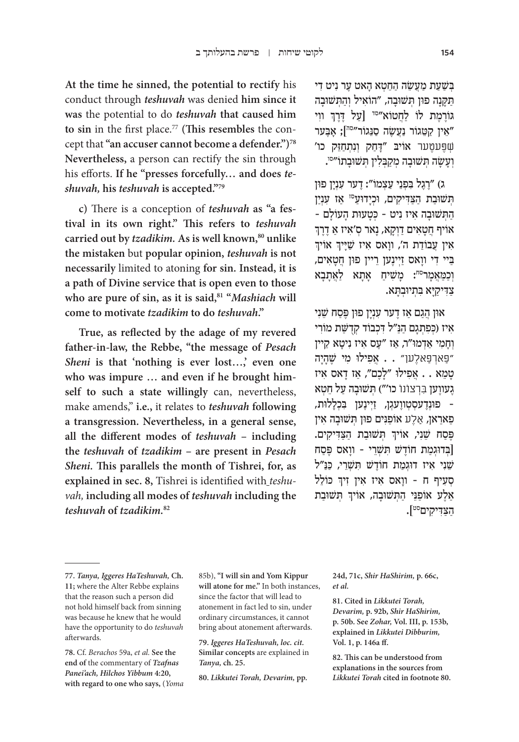**At the time he sinned, the potential to rectify** his conduct through ***teshuvah*** was denied **him since it was** the potential to do ***teshuvah*** **that caused him to sin** in the first place.[77] (**This resembles** the concept that **"an accuser cannot become a defender."**)[78] **Nevertheless,** a person can rectify the sin through his efforts. **If he "presses forcefully… and does *teshuvah,* his *teshuvah* is accepted."**[79]

**c**) There is a conception of ***teshuvah*** **as "a festival in its own right." This refers to *teshuvah* carried out by *tzadikim.* As is well known,[80] unlike the mistaken** but **popular opinion, *teshuvah* is not necessarily** limited to atoning **for sin. Instead, it is a path of Divine service that is open even to those who are pure of sin, as it is said,[81] "*Mashiach* will come to motivate *tzadikim* to do *teshuvah*."**

**True, as reflected by the adage of my revered father-in-law, the Rebbe, "the message of *Pesach Sheni* is that 'nothing is ever lost…,' even one who was impure … and even if he brought himself to such a state willingly** can, nevertheless, make amends," **i.e.,** it relates to ***teshuvah*** **following a transgression. Nevertheless, in a general sense, all the different modes of *teshuvah* – including the *teshuvah* of *tzadikim* – are present in *Pesach Sheni*. This parallels the month of Tishrei, for, as explained in sec. 8,** Tishrei is identified with *teshuvah,* **including all modes of *teshuvah* including the *teshuvah* of *tzadikim*.**[82]

**בְּשַׁעַת מַעֲשֵׂה הַחֵטְא הָאט עֶר נִיט דִי תַּקָּנָה פוּן תְּשׁוּבָה, "הוֹאִיל וְהַתְּשׁוּבָה גוֹרֶמֶת לוֹ לַחֲטוֹא"סד [עַל דֶּרֶךְ ווִי "אֵין קַטֵּגוֹר נַעֲשֶׂה סַנֵּגוֹר"סה]; אָבֶּער שְׁפֶּעטֶער אוֹיב "דָּחַק וְנִתְחַזֵּק כו' וְעָשָׂה תְּשׁוּבָה מְקַבְּלִין תְּשׁוּבָתוֹ"סו.**

**ג) "רֶגֶל בִּפְנֵי עַצְמוֹ": דֶער עִנְיָן פוּן תְּשׁוּבַת הַצַּדִּיקִים, וּכְיָדוּעַסז אַז עִנְיַן הַתְּשׁוּבָה אִיז נִיט - כְּטָעוּת הָעוֹלָם - אוֹיף חֲטָאִים דַוְקָא, נָאר ס'אִיז אַ דֶּרֶךְ אִין עֲבוֹדַת ה', ווָאס אִיז שַׁיָּיךְ אוֹיךְ בַּיי דִי ווָאס זַיינֶען רֵיין פוּן חֲטָאִים, וְכַמַּאֲמָרסח: מְשִׁיחַ אָתָא לַאֲתָבָא צַדִּיקַיָּא בִּתְיוּבְתָּא.**

**און הֲגַם אַז דֶער עִנְיָן פוּן פֶּסַח שֵׁנִי אִיז (כְּפִתְגָם הַנַּ"ל דִּכְבוֹד קְדֻשַּׁת מוֹרִי וְחָמִי אַדְמוּ"ר, אַז "עֶס אִיז נִיטָא קֵיין "פַארְפַאלֶען" . . אֲפִילוּ מִי שֶׁהָיָה טָמֵא . . אֲפִילוּ "לָכֶם", אַז דָאס אִיז גֶעווֶען בִּרְצוֹנוֹ כו'") תְּשׁוּבָה עַל חֵטְא - פוּנְדֶעסְטְווֶעגְן, זַיינֶען בִּכְלָלוּת, פַארַאן, אַלֶע אוֹפַנִּים פוּן תְּשׁוּבָה אִין פֶּסַח שֵׁנִי, אוֹיךְ תְּשׁוּבַת הַצַּדִּיקִים. [בְּדוּגְמַת חוֹדֶשׁ תִּשְׁרֵי - ווָאס פֶּסַח שֵׁנִי אִיז דוּגְמַת חוֹדֶשׁ תִּשְׁרֵי, כַּנַּ"ל סְעִיף ח - ווָאס אִיז אִין זִיךְ כּוֹלֵל אַלֶע אוֹפַנֵּי הַתְּשׁוּבָה, אוֹיךְ תְּשׁוּבַת הַצַּדִּיקִיםסט].**

---

77. *Tanya, Iggeres HaTeshuvah,* Ch. 11; where the Alter Rebbe explains that the reason such a person did not hold himself back from sinning was because he knew that he would have the opportunity to do *teshuvah* afterwards.

78. Cf. *Berachos* 59a, *et al.* **See the end of** the commentary of ***Tzafnas Panei'ach, Hilchos Yibbum* 4:20, with regard to one who says,** (*Yoma* 85b), **"I will sin and Yom Kippur will atone for me."** In both instances, since the factor that will lead to atonement in fact led to sin, under ordinary circumstances, it cannot bring about atonement afterwards.

79. ***Iggeres HaTeshuvah, loc. cit.*** **Similar concepts** are explained in ***Tanya,* ch. 25.**

80. ***Likkutei Torah, Devarim,* pp. 24d, 71c, *Shir HaShirim,* p. 66c, *et al.***

81. **Cited in *Likkutei Torah, Devarim,* p. 92b, *Shir HaShirim,* p. 50b. See *Zohar,* Vol. III, p. 153b, explained in *Likkutei Dibburim,* Vol. 1, p. 146a ff.**

82. **This can be understood from explanations in the sources from *Likkutei Torah* cited in footnote 80.**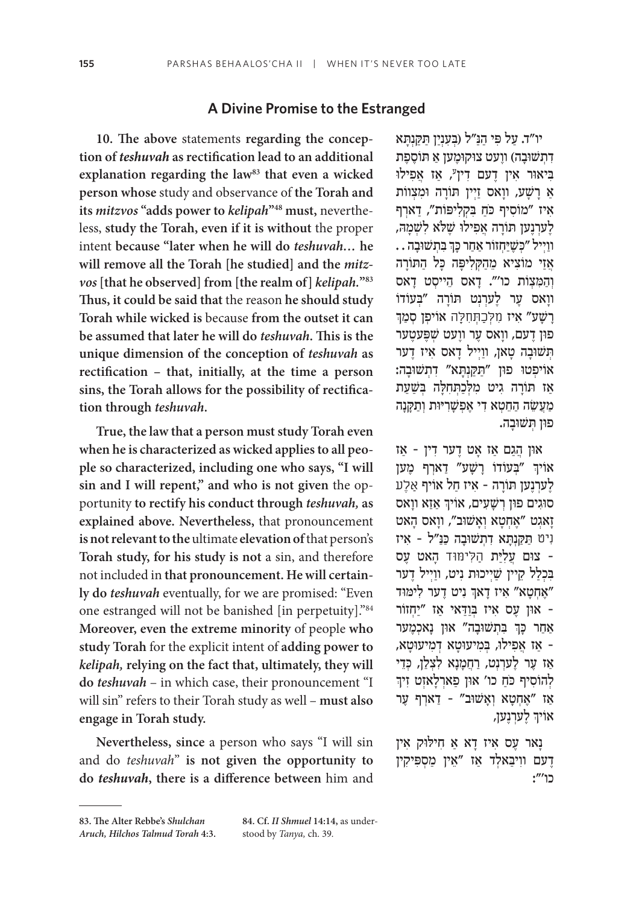## A Divine Promise to the Estranged

**10. The above** statements **regarding the conception of *teshuvah* as rectification lead to an additional explanation regarding the law[83] that even a wicked person whose** study and observance of **the Torah and its *mitzvos* "adds power to *kelipah*"[48] must,** nevertheless, **study the Torah, even if it is without** the proper intent **because "later when he will do *teshuvah*… he will remove all the Torah [he studied] and the *mitzvos* [that he observed] from [the realm of] *kelipah*."[83] Thus, it could be said that** the reason **he should study Torah while wicked is** because **from the outset it can be assumed that later he will do *teshuvah*. This is the unique dimension of the conception of *teshuvah* as rectification – that, initially, at the time a person sins, the Torah allows for the possibility of rectification through *teshuvah*.**

**True, the law that a person must study Torah even when he is characterized as wicked applies to all people so characterized, including one who says, "I will sin and I will repent," and who is not given** the opportunity **to rectify his conduct through *teshuvah,* as explained above. Nevertheless,** that pronouncement **is not relevant to the** ultimate **elevation of** that person's **Torah study, for his study is not** a sin, and therefore not included in **that pronouncement. He will certainly do *teshuvah*** eventually, for we are promised: "Even one estranged will not be banished [in perpetuity]."[84] **Moreover, even the extreme minority** of people **who study Torah** for the explicit intent of **adding power to *kelipah,* relying on the fact that, ultimately, they will do *teshuvah*** – in which case, their pronouncement "I will sin" refers to their Torah study as well – **must also engage in Torah study.**

**Nevertheless, since** a person who says "I will sin and do *teshuvah*" **is not given the opportunity to do *teshuvah*, there is a difference between** him and

יו"ד. עַל פִּי הַנַּ"ל (בְּעִנְיַן תַּקַּנְתָּא דִתְשׁוּבָה) ווֶעט צוּקוּמֶען אַ תּוֹסֶפֶת בֵּיאוּר אִין דֶעם דִין[פג], אַז אֲפִילוּ אַ רָשָׁע, וואָס זַיְין תּוֹרָה וּמִצְווֹת אִיז "מוֹסִיף כֹּחַ בַּקְלִיפּוֹת", דַארְף לֶערְנֶען תּוֹרָה אֲפִילוּ שֶׁלֹּא לִשְׁמָהּ, ווַייל "כְּשֶׁיַּחֲזוֹר אַחַר כָּךְ בִּתְשׁוּבָה . . אֲזַי מוֹצִיא מֵהַקְּלִיפָּה כָּל הַתּוֹרָה וְהַמִּצְוֹת כו'". דָאס הֵייסְט דָאס וואָס עֶר לֶערְנְט תּוֹרָה "בְּעוֹדוֹ רָשָׁע" אִיז מִלְּכַתְּחִלָּה אוֹיפְן סָמַךְ פוּן דֶעם, וואָס עֶר ווֶעט שְׁפֶּעטֶער תְּשׁוּבָה טָאן, ווַייל דָאס אִיז דֶער אוֹיפְטוּ פוּן "תַּקַּנְתָּא" דִתְשׁוּבָה: אַז תּוֹרָה גִיט מִלְּכַתְּחִלָּה בִּשְׁעַת מַעֲשֵׂה הַחֵטְא דִי אֶפְשָׁרִיּוּת וְתַקָּנָה פוּן תְּשׁוּבָה.

און הֲגַם אַז אָט דֶער דִין - אַז אוֹיךְ "בְּעוֹדוֹ רָשָׁע" דַארְף מֶען לֶערְנֶען תּוֹרָה - אִיז חָל אוֹיף אַלֶע סוּגִים פוּן רְשָׁעִים, אוֹיךְ אַזָא וואָס זָאגְט "אֶחֱטָא וְאָשׁוּב", וואָס הָאט נִיט תַּקַּנְתָּא דִתְשׁוּבָה כַּנַּ"ל - אִיז - צוּם עִלּוּי הַלִּימּוּד הָאט עֶס בִּכְלָל קֵיין שַׁייכוּת נִיט, ווַייל דֶער "אֶחֱטָא" אִיז דָאךְ נִיט דֶער לִימּוּד - און עֶס אִיז בְּוַדַּאי אַז "יַחֲזוֹר אַחַר כָּךְ בִּתְשׁוּבָה" און נָאכְמֶער - אַז אֲפִילוּ, בְּמִיעוּטָא דְמִיעוּטָא, אַז עֶר לֶערְנְט, רַחֲמָנָא לִצְּלַן, כְּדֵי לְהוֹסִיף כֹּחַ כו' און פַארְלָאזְט זִיךְ אַז "אֶחֱטָא וְאָשׁוּב" - דַארְף עֶר אוֹיךְ לֶערְנֶען,

נָאר עֶס אִיז דָא אַ חִילּוּק אִין דֶעם ווִיבַּאלְד אַז "אֵין מַסְפִּיקִין כו'":

---

83. The Alter Rebbe's *Shulchan Aruch, Hilchos Talmud Torah* 4:3.

84. Cf. *II Shmuel* 14:14, as understood by *Tanya,* ch. 39.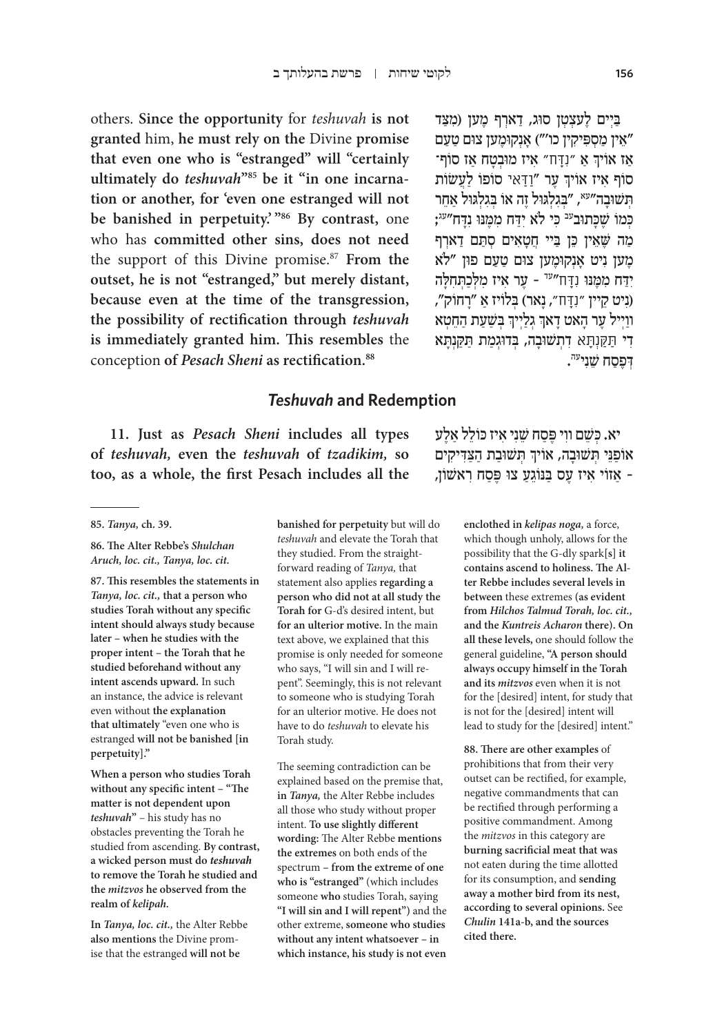others. **Since the opportunity** for *teshuvah* **is not granted** him, **he must rely on the** Divine **promise that even one who is "estranged" will "certainly ultimately do** ***teshuvah*****"**[85] **be it "in one incarnation or another, for 'even one estranged will not be banished in perpetuity.'"**[86] **By contrast,** one who has **committed other sins, does not need** the support of this Divine promise.[87] **From the outset, he is not "estranged," but merely distant, because even at the time of the transgression, the possibility of rectification through** ***teshuvah*** **is immediately granted him. This resembles** the conception **of** ***Pesach Sheni*** **as rectification.**[88]

**בַּיִים לְעֶצְטְן סוּג, דַארְף מֶען (מִצַּד "אֵין מַסְפִּיקִין כו'") אָנְקוּמֶען צוּם טַעַם אַז אוֹיךְ אַ "נִדָּח" אִיז מוּבְטָח אַז סוֹף־סוֹף אִיז אוֹיךְ עֶר "וַדַּאי סוֹפוֹ לַעֲשׂוֹת תְּשׁוּבָה"עא, "בְּגִלְגּוּל זֶה אוֹ בְּגִלְגּוּל אַחֵר כְּמוֹ שֶׁכָּתוּב**עב **כִּי לֹא יִדַּח מִמֶּנּוּ נִדָּח"**עג**; מַה שֶּׁאֵין כֵּן בַּיי חֲטָאִים סְתָם דַארְף מֶען נִיט אָנְקוּמֶען צוּם טַעַם פּוּן "לֹא יִדַּח מִמֶּנּוּ נִדָּח"**עד **- עֶר אִיז מִלְּכַתְּחִלָּה (נִיט קֵיין "נִדָּח", נָאר) בְּלוֹיז אַ "רָחוֹק", ווַיְיל עֶר הָאט דָאךְ גְלַייךְ בְּשַׁעַת הַחֵטְא דִי תַּקַּנְתָּא דִתְשׁוּבָה, בְּדוּגְמַת תַּקַּנְתָּא דְּפֶסַח שֵׁנִי**עה**.**

## *Teshuvah* and Redemption

**11. Just as** ***Pesach Sheni*** **includes all types of** ***teshuvah,*** **even the** ***teshuvah*** **of** ***tzadikim,*** **so too, as a whole, the first Pesach includes all the**

**יא. כְּשֵׁם ווִי פֶּסַח שֵׁנִי אִיז כּוֹלֵל אַלֶע אוֹפַנֵּי תְּשׁוּבָה, אוֹיךְ תְּשׁוּבַת הַצַּדִּיקִים - אַזוֹי אִיז עֶס בִּנּוֹגֵעַ צוּ פֶּסַח רִאשׁוֹן,**

---

**85.** ***Tanya,*** **ch. 39.**

**86. The Alter Rebbe's** ***Shulchan Aruch, loc. cit., Tanya, loc. cit.***

**87. This resembles the statements in** ***Tanya, loc. cit.,*** **that a person who studies Torah without any specific intent should always study because later – when he studies with the proper intent – the Torah that he studied beforehand without any intent ascends upward.** In such an instance, the advice is relevant even without **the explanation that ultimately** "even one who is estranged **will not be banished** [**in perpetuity**]."

**When a person who studies Torah without any specific intent – "The matter is not dependent upon** ***teshuvah*****"** – his study has no obstacles preventing the Torah he studied from ascending. **By contrast, a wicked person must do** ***teshuvah*** **to remove the Torah he studied and the** ***mitzvos*** **he observed from the realm of** ***kelipah.***

**In** ***Tanya, loc. cit.,*** the Alter Rebbe **also mentions** the Divine promise that the estranged **will not be banished for perpetuity** but will do *teshuvah* and elevate the Torah that they studied. From the straightforward reading of *Tanya,* that statement also applies **regarding a person who did not at all study the Torah for** G-d's desired intent, but **for an ulterior motive.** In the main text above, we explained that this promise is only needed for someone who says, "I will sin and I will repent". Seemingly, this is not relevant to someone who is studying Torah for an ulterior motive. He does not have to do *teshuvah* to elevate his Torah study.

The seeming contradiction can be explained based on the premise that, **in** ***Tanya,*** the Alter Rebbe includes all those who study without proper intent. **To use slightly different wording:** The Alter Rebbe **mentions the extremes** on both ends of the spectrum – **from the extreme of one who is "estranged"** (which includes someone **who** studies Torah, saying **"I will sin and I will repent"**) and the other extreme, **someone who studies without any intent whatsoever – in which instance, his study is not even enclothed in** ***kelipas noga,*** a force, which though unholy, allows for the possibility that the G-dly spark[s] **it contains ascend to holiness. The Alter Rebbe includes several levels in between** these extremes (**as evident from** ***Hilchos Talmud Torah, loc. cit.,*** **and the** ***Kuntreis Acharon*** **there**). **On all these levels,** one should follow the general guideline, **"A person should always occupy himself in the Torah and its** ***mitzvos*** even when it is not for the [desired] intent, for study that is not for the [desired] intent will lead to study for the [desired] intent."

**88. There are other examples** of prohibitions that from their very outset can be rectified, for example, negative commandments that can be rectified through performing a positive commandment. Among the *mitzvos* in this category are **burning sacrificial meat that was** not eaten during the time allotted for its consumption, and **sending away a mother bird from its nest, according to several opinions.** See ***Chulin*** **141a-b, and the sources cited there.**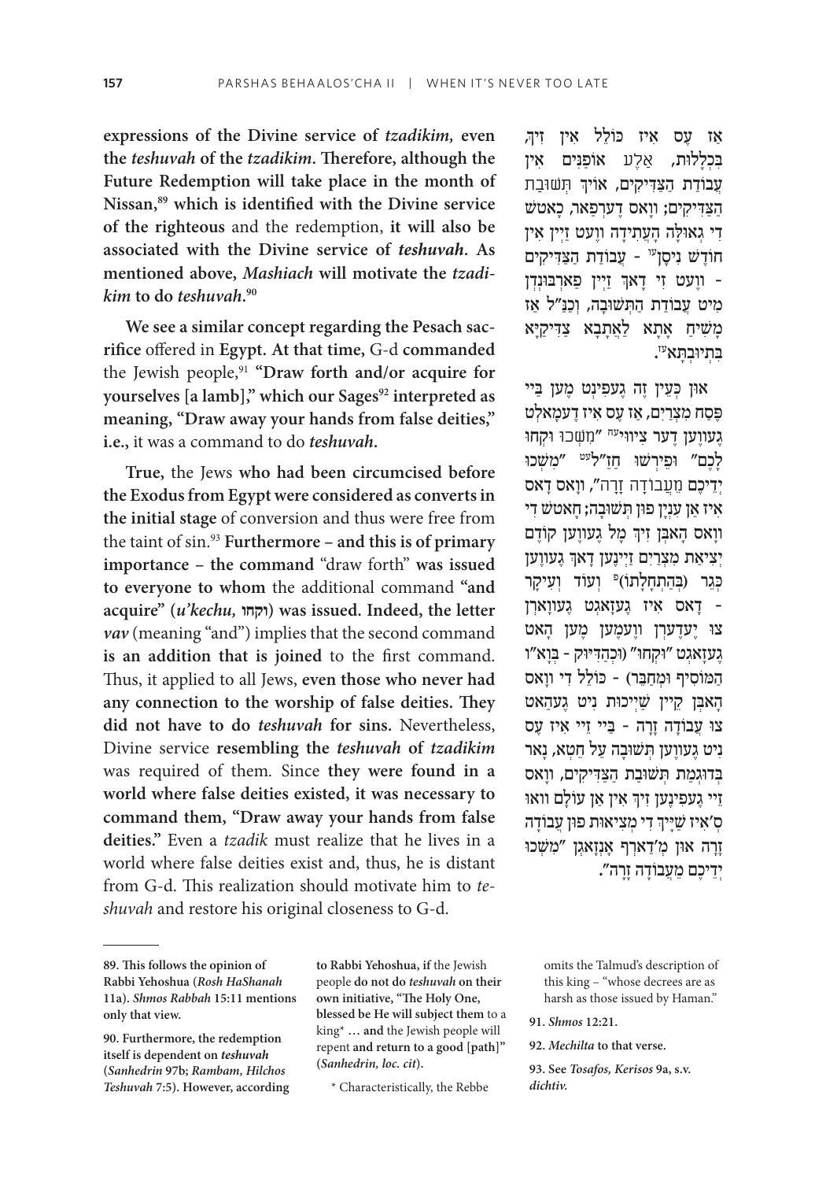**expressions of the Divine service of *tzadikim,* even the *teshuvah* of the *tzadikim*. Therefore, although the Future Redemption will take place in the month of Nissan,[89] which is identified with the Divine service of the righteous** and the redemption, **it will also be associated with the Divine service of *teshuvah*. As mentioned above, *Mashiach* will motivate the *tzadikim* to do *teshuvah*.[90]**

**We see a similar concept regarding the Pesach sacrifice** offered in **Egypt. At that time,** G-d **commanded** the Jewish people,[91] **"Draw forth and/or acquire for yourselves [a lamb]," which our Sages[92] interpreted as meaning, "Draw away your hands from false deities," i.e.,** it was a command to do ***teshuvah***.

**True,** the Jews **who had been circumcised before the Exodus from Egypt were considered as converts in the initial stage** of conversion and thus were free from the taint of sin.[93] **Furthermore – and this is of primary importance – the command** "draw forth" **was issued to everyone to whom** the additional command **"and acquire" (*u'kechu,* וקחו) was issued. Indeed, the letter *vav*** (meaning "and") implies that the second command **is an addition that is joined** to the first command. Thus, it applied to all Jews, **even those who never had any connection to the worship of false deities. They did not have to do *teshuvah* for sins.** Nevertheless, Divine service **resembling the *teshuvah* of *tzadikim*** was required of them. Since **they were found in a world where false deities existed, it was necessary to command them, "Draw away your hands from false deities."** Even a *tzadik* must realize that he lives in a world where false deities exist and, thus, he is distant from G-d. This realization should motivate him to *teshuvah* and restore his original closeness to G-d.

**אַז עֶס אִיז כּוֹלֵל אִין זִיךְ, בִּכְלָלוּת, אַלֶע אוֹפַנִּים אִין עֲבוֹדַת הַצַּדִּיקִים, אוֹיךְ תְּשׁוּבַת הַצַּדִּיקִים; וָואס דֶערְפַאר, כָאטשׁ דִי גְאוּלָּה הָעֲתִידָה וֶועט זַיְין אִין חוֹדֶשׁ נִיסָןעו - עֲבוֹדַת הַצַּדִּיקִים - וֶועט זִי דָאךְ זַיְין פַארְבּוּנְדְן מִיט עֲבוֹדַת הַתְּשׁוּבָה, וְכַנַ"ל אַז מָשִׁיחַ אָתָא לַאֲתָבָא צַדִּיקַיָּא בִּתְיוּבְתָּאעז.**

**און כְּעֵין זֶה גֶעפִינְט מֶען בַּיי פֶּסַח מִצְרַיִם, אַז עֶס אִיז דֶעמָאלְט גֶעווֶען דֶער צִיוּוִיעח "מִשְׁכוּ וּקְחוּ לָכֶם" וּפֵירְשׁוּ חֲזַ"לעט "מִשְׁכוּ יְדֵיכֶם מֵעֲבוֹדָה זָרָה", וָואס דָאס אִיז אַן עִנְיָן פוּן תְּשׁוּבָה; חָאטשׁ דִי וָואס הָאבְּן זִיךְ מָל גֶעווֶען קוֹדֶם יְצִיאַת מִצְרַיִם זַיְינֶען דָאךְ גֶעווֶען כְּגֵר (בְּהַתְחָלָתוֹ)פ וְעוֹד וְעִיקָר - דָאס אִיז גֶעזָאגְט גֶעווָארְן צוּ יֶעדְערְן וֶועמֶען מֶען הָאט גֶעזָאגְט "וּקְחוּ" (וּכְהַדִּיּוּק - בְּוָא"ו הַמּוֹסִיף וּמְחַבֵּר) - כּוֹלֵל דִי וָואס הָאבְּן קֵיין שַׁיְיכוּת נִיט גֶעהַאט צוּ עֲבוֹדָה זָרָה - בַּיי זֵיי אִיז עֶס נִיט גֶעווֶען תְּשׁוּבָה עַל חֵטְא, נָאר בְּדוּגְמַת תְּשׁוּבַת הַצַּדִּיקִים, וָואס זֵיי גֶעפִינֶען זִיךְ אִין אַן עוֹלָם וואוּ ס'אִיז שַׁיָּיךְ דִי מְצִיאוּת פוּן עֲבוֹדָה זָרָה און מְ'דַארְף אָנְזָאגְן "מִשְׁכוּ יְדֵיכֶם מֵעֲבוֹדָה זָרָה".**

---

**89. This follows the opinion of Rabbi Yehoshua (*Rosh HaShanah* 11a). *Shmos Rabbah* 15:11 mentions only that view.**

**90. Furthermore, the redemption itself is dependent on *teshuvah* (*Sanhedrin* 97b; *Rambam, Hilchos Teshuvah* 7:5). However, according to Rabbi Yehoshua, if** the Jewish people **do not do *teshuvah* on their own initiative, "The Holy One, blessed be He will subject them** to a king* … **and** the Jewish people will repent **and return to a good [path]" (*Sanhedrin, loc. cit*).**

\* Characteristically, the Rebbe omits the Talmud's description of this king – "whose decrees are as harsh as those issued by Haman."

**91. *Shmos* 12:21.**

**92. *Mechilta* to that verse.**

**93. See *Tosafos, Kerisos* 9a, s.v. *dichtiv.***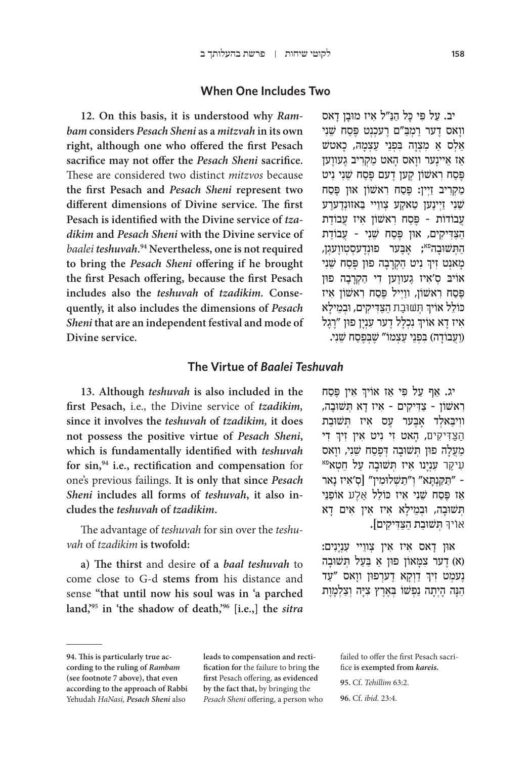## When One Includes Two

**12. On this basis, it is understood why *Rambam* considers *Pesach Sheni* as a *mitzvah* in its own right, although one who offered the first Pesach sacrifice may not offer the *Pesach Sheni* sacrifice.** These are considered two distinct *mitzvos* because **the first Pesach and *Pesach Sheni* represent two different dimensions of Divine service. The first Pesach is identified with the Divine service of *tzadikim* and *Pesach Sheni* with the Divine service of** *baalei* ***teshuvah*.**[94] **Nevertheless, one is not required to bring the *Pesach Sheni* offering if he brought the first Pesach offering, because the first Pesach includes also the *teshuvah* of *tzadikim*. Consequently, it also includes the dimensions of *Pesach Sheni* that are an independent festival and mode of Divine service.**

**יב. עַל פִּי כָּל הַנַּ"ל אִיז מוּבָן דָאס וָואס דֶער רַמְבַּ"ם רֶעכְנְט פֶּסַח שֵׁנִי אַלְס אַ מִצְוָה בִּפְנֵי עַצְמָהּ, כָאטשׁ אַז אֵיינֶער וָואס הָאט מַקְרִיב גֶעוֶוען פֶּסַח רִאשׁוֹן קֶען דֶעם פֶּסַח שֵׁנִי נִיט מַקְרִיב זַיְין: פֶּסַח רִאשׁוֹן אוּן פֶּסַח שֵׁנִי זַיְינֶען טַאקֶע צְווֵיי בַּאזוּנְדֶערֶע עֲבוֹדוֹת - פֶּסַח רִאשׁוֹן אִיז עֲבוֹדַת הַצַּדִּיקִים, אוּן פֶּסַח שֵׁנִי - עֲבוֹדַת הַתְּשׁוּבָה**[פא]**; אָבֶּער פוּנְדֶעסְטְווֶעגְן, מָאנְט זִיךְ נִיט הַקָּרְבָּה פוּן פֶּסַח שֵׁנִי אוֹיבּ ס'אִיז גֶעוֶוען דִי הַקְרָבָה פוּן פֶּסַח רִאשׁוֹן, ווַיְיל פֶּסַח רִאשׁוֹן אִיז כּוֹלֵל אוֹיךְ תְּשׁוּבַת הַצַּדִּיקִים, וּבְמֵילָא אִיז דָא אוֹיךְ נִכְלָל דֶער עִנְיָן פוּן "רֶגֶל (וַעֲבוֹדָה) בִּפְנֵי עַצְמוֹ" שֶׁבְּפֶסַח שֵׁנִי.**

## The Virtue of *Baalei Teshuvah*

**13. Although *teshuvah* is also included in the first Pesach,** i.e., the Divine service of *tzadikim,* **since it involves the *teshuvah* of *tzadikim,* it does not possess the positive virtue of *Pesach Sheni*, which is fundamentally identified with *teshuvah* for sin,**[94] **i.e., rectification and compensation** for one's previous failings. **It is only that since *Pesach Sheni* includes all forms of *teshuvah*, it also includes the *teshuvah* of *tzadikim*.**

The advantage of *teshuvah* for sin over the *teshuvah* of *tzadikim* **is twofold:**

**a) The thirst** and desire **of a *baal teshuvah*** to come close to G-d **stems from** his distance and sense **"that until now his soul was in 'a parched land,'**[95] **in 'the shadow of death,'**[96] **[i.e.,] the *sitra***

**יג. אַף עַל פִּי אַז אוֹיךְ אִין פֶּסַח רִאשׁוֹן - צַדִּיקִים - אִיז דָא תְּשׁוּבָה, ווִיבַּאלְד אָבֶּער עֶס אִיז תְּשׁוּבַת הַצַּדִּיקִים, הָאט זִי נִיט אִין זִיךְ דִי מַעֲלָה פוּן תְּשׁוּבָה דְּפֶסַח שֵׁנִי, וָואס עִיקַר עִנְיָנוֹ אִיז תְּשׁוּבָה עַל חֵטְא**[פא] **- "תַּקַּנְתָּא" וְ"תַשְׁלוּמִין" [ס'אִיז נָאר אַז פֶּסַח שֵׁנִי אִיז כּוֹלֵל אַלֶע אוֹפַנֵּי תְּשׁוּבָה, וּבְמֵילָא אִיז אִין אִים דָא אוֹיךְ תְּשׁוּבַת הַצַּדִּיקִים].**

**אוּן דָאס אִיז אִין צְווֵיי עִנְיָנִים: (א) דֶער צְמָאוֹן פוּן אַ בַּעַל תְּשׁוּבָה נֶעמְט זִיךְ דַוְקָא דֶערְפוּן וָואס "עַד הֵנָּה הָיְתָה נַפְשׁוֹ בְּאֶרֶץ צִיָּה וְצַלְמָוֶת**

---

**94. This is particularly true according to the ruling of *Rambam* (see footnote 7 above), that even according to the approach of Rabbi** Yehudah *HaNasi,* ***Pesach Sheni*** **also leads to compensation and rectification for** the failure to bring **the first** Pesach offering, **as evidenced by the fact that,** by bringing the *Pesach Sheni* offering, a person who failed to offer the first Pesach sacrifice **is exempted from *kareis*.**

**95.** Cf. *Tehillim* 63:2.

**96.** Cf. *ibid.* 23:4.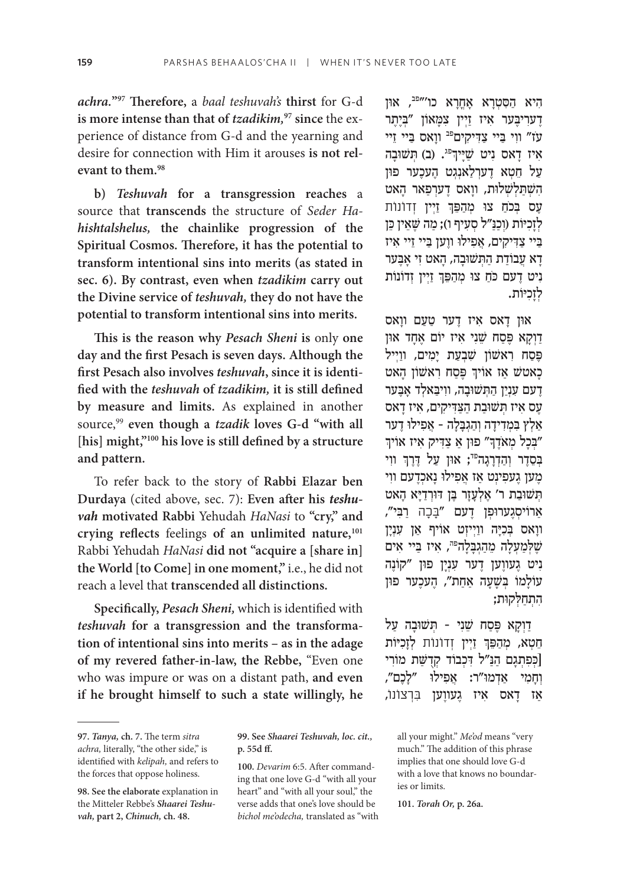*achra.*"[97] **Therefore,** a *baal teshuvah's* **thirst** for G-d **is more intense than that of** ***tzadikim,***[97] **since** the experience of distance from G-d and the yearning and desire for connection with Him it arouses **is not relevant to them.**[98]

**b)** ***Teshuvah*** **for a transgression reaches** a source that **transcends** the structure of *Seder Hahishtalshelus,* **the chainlike progression of the Spiritual Cosmos. Therefore, it has the potential to transform intentional sins into merits (as stated in sec. 6). By contrast, even when** ***tzadikim*** **carry out the Divine service of** ***teshuvah,*** **they do not have the potential to transform intentional sins into merits.**

**This is the reason why** ***Pesach Sheni*** **is** only **one day and the first Pesach is seven days. Although the first Pesach also involves** ***teshuvah*****, since it is identified with the** ***teshuvah*** **of** ***tzadikim,*** **it is still defined by measure and limits.** As explained in another source,[99] **even though a** ***tzadik*** **loves G-d "with all [his] might,"**[100] **his love is still defined by a structure and pattern.**

To refer back to the story of **Rabbi Elazar ben Durdaya** (cited above, sec. 7): **Even after his** ***teshuvah*** **motivated Rabbi** Yehudah *HaNasi* to **"cry," and crying reflects** feelings **of an unlimited nature,**[101] Rabbi Yehudah *HaNasi* **did not "acquire a [share in] the World [to Come] in one moment,"** i.e., he did not reach a level that **transcends all distinctions.**

**Specifically,** ***Pesach Sheni,*** which is identified with ***teshuvah*** **for a transgression and the transformation of intentional sins into merits – as in the adage of my revered father-in-law, the Rebbe,** "Even one who was impure or was on a distant path, **and even if he brought himself to such a state willingly, he**

**הִיא הַסִּטְרָא אָחֳרָא כו'"**[צב]**, און דערִיבּער איז זיין צמָאוֹן "בְּיֶתֶר עֹז" ווי בַּיי צַדִּיקִים**[צב] **וואס בַּיי זֵיי איז דאס נִיט שַׁיָּיךְ**[צג]**. (ב) תְּשׁוּבָה עַל חֵטְא דערלאַנגט העכער פון הִשְׁתַּלְשְׁלוּת, וואס דערפאַר האט עס בְּכֹחַ צוּ מְהַפֵּךְ זיין זְדוֹנוֹת לִזְכֻיּוֹת (וכַנַּ"ל סְעִיף ו); מַה שֶּׁאֵין כֵּן בַּיי צַדִּיקִים, אֲפִילוּ ווען בַּיי זֵיי איז דא עֲבוֹדַת הַתְּשׁוּבָה, האט זי אָבער נִיט דעם כֹּחַ צוּ מְהַפֵּךְ זיין זְדוֹנוֹת לִזְכֻיּוֹת.**

**און דאס איז דער טַעַם וואס דַּוְקָא פֶּסַח שֵׁנִי איז יוֹם אֶחָד און פֶּסַח רִאשׁוֹן שִׁבְעַת יָמִים, ווייל כאָטשׁ אַז אוֹיךְ פֶּסַח רִאשׁוֹן האט דעם עִנְיָן הַתְּשׁוּבָה, ווײַבּאַלד אָבער עס איז תְּשׁוּבַת הַצַּדִּיקִים, איז דאס אַלץ בִּמְדִידָה וְהַגְבָּלָה - אֲפִילוּ דער "בְּכָל מְאֹדֶךָ" פון אַ צַדִּיק איז אוֹיךְ בְּסֵדֶר וְהַדְרָגָה**[צד]**; און עַל דֶּרֶךְ ווי מען געפינט אַז אֲפִילוּ נאָכדעם ווי תְּשׁוּבַת ר' אֶלְעָזָר בֶּן דּוּרְדַּיָּא האט אַרוֹיסגערופן דעם "בָּכָה רַבִּי", וואס בְּכִיָּה ווייזט אוֹיף אַן עִנְיָן שֶׁלְּמַעְלָה מֵהַגְבָּלָה**[צה]**, איז בַּיי אים נִיט געווען דער עִנְיָן פון "קוֹנֶה עוֹלָמוֹ בְּשָׁעָה אַחַת", העכער פון הִתְחַלְּקוּת;**

**דַּוְקָא פֶּסַח שֵׁנִי - תְּשׁוּבָה עַל חֵטְא, מְהַפֵּךְ זיין זְדוֹנוֹת לִזְכֻיּוֹת [כְּפִתְגָם הַנַּ"ל דִּכְבוֹד קְדֻשַּׁת מוֹרִי וְחָמִי אַדְמוּ"ר: אֲפִילוּ "לָכֶם", אַז דאס איז געווען בִּרְצוֹנוֹ,**

---

**97.** *Tanya,* **ch. 7.** The term *sitra achra,* literally, "the other side," is identified with *kelipah,* and refers to the forces that oppose holiness.

**98. See the elaborate** explanation in the Mitteler Rebbe's ***Shaarei Teshuvah,*** **part 2,** ***Chinuch,*** **ch. 48.**

**99. See** ***Shaarei Teshuvah, loc. cit.,*** **p. 55d ff.**

**100.** *Devarim* 6:5. After commanding that one love G-d "with all your heart" and "with all your soul," the verse adds that one's love should be *bichol me'odecha,* translated as "with all your might." *Me'od* means "very much." The addition of this phrase implies that one should love G-d with a love that knows no boundaries or limits.

**101.** ***Torah Or,*** **p. 26a.**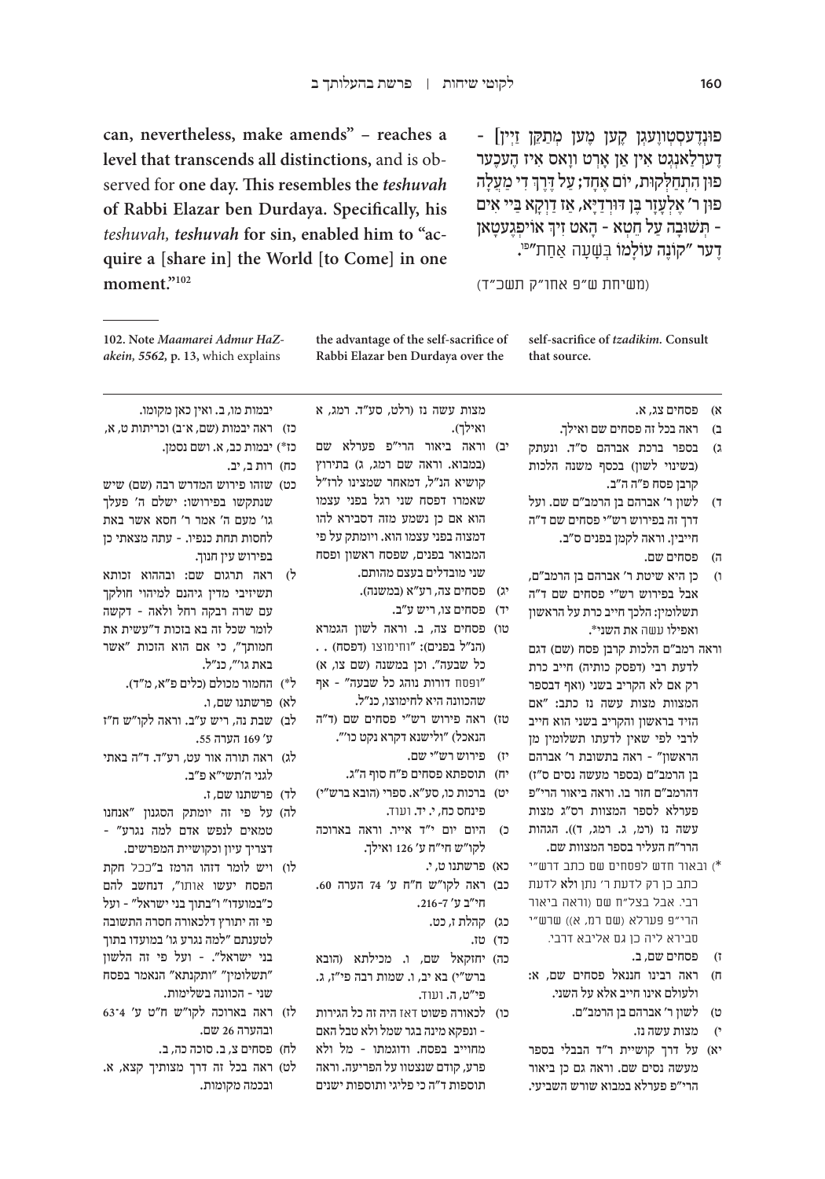פונדעסטוועגן קען מען מתקן זיין] - דערלאנגט אין אן ארט וואס איז העכער פון התחלקות, יום אחד; על דרך די מעלה פון ר' אלעזר בן דורדיא, אז דוקא ביי אים - תשובה על חטא - האט זיך אויפגעטאן דער "קונה עולמו בשעה אחת"[פו].

(משיחת ש"פ אחו"ק תשכ"ד)

can, nevertheless, make amends" – reaches a **level that transcends all distinctions,** and is observed for **one day. This resembles the** ***teshuvah*** **of Rabbi Elazar ben Durdaya. Specifically, his** ***teshuvah, teshuvah*** **for sin, enabled him to "acquire a [share in] the World [to Come] in one moment."**[102]

---

102. Note *Maamarei Admur HaZakein, 5562,* p. 13, which explains the advantage of the self-sacrifice of Rabbi Elazar ben Durdaya over the self-sacrifice of *tzadikim.* Consult that source.

---

א) פסחים צג, א.

ב) ראה בכל זה פסחים שם ואילך.

ג) בספר ברכת אברהם ס"ז. ונעתק (בשינוי לשון) בכסף משנה הלכות קרבן פסח פ"ה ה"ב.

ד) לשון ר' אברהם בן הרמב"ם שם. ועל דרך זה בפירוש רש"י פסחים שם ד"ה חייבין. וראה לקמן בפנים ס"ב.

ה) פסחים שם.

ו) כן היא שיטת ר' אברהם בן הרמב"ם, אבל בפירוש רש"י פסחים שם ד"ה תשלומין: הלכך חייב כרת על הראשון ואפילו עשה את השני*.

וראה רמב"ם הלכות קרבן פסח (שם) דגם לדעת רבי (דפסק כותיה) חייב כרת רק אם לא הקריב בשני (ואף דבספר המצוות מצות עשה נז כתב: "אם הזיד בראשון והקריב בשני הוא חייב לרבי לפי שאין לדעתו תשלומין מן הראשון" - ראה בתשובת ר' אברהם בן הרמב"ם (בספר מעשה נסים ס"ז) דהרמב"ם חזר בו. וראה ביאור הרי"פ פערלא לספר המצוות רס"ג מצות עשה נז (רמ, ג. רמג, ד)). הגהות הרר"ח העליר בספר המצוות שם.

*) ובאור חדש לפסחים שם כתב דרש"י כתב כן רק לדעת ר' נתן ולא לדעת רבי. אבל בצל"ח שם (וראה ביאור הרי"פ פערלא (שם רמ, א)) שרש"י סבירא ליה כן גם אליבא דרבי.

ז) פסחים שם, ב.

ח) ראה רבינו חננאל פסחים שם, א: ולעולם אינו חייב אלא על השני.

ט) לשון ר' אברהם בן הרמב"ם.

י) מצות עשה נז.

יא) על דרך קושיית ר"ד הבבלי בספר מעשה נסים שם. וראה גם כן ביאור הרי"פ פערלא במבוא שורש השביעי. מצות עשה נז (רלט, סע"ד. רמג, א ואילך).

יב) וראה ביאור הרי"פ פערלא שם (במבוא. וראה שם רמג, ג) בתירוץ קושיא הנ"ל, דמאחר שמצינו לרז"ל שאמרו דפסח שני רגל בפני עצמו הוא אם כן נשמע מזה דסבירא להו דמצוה בפני עצמו הוא. ויומתק על פי המבואר בפנים, שפסח ראשון ופסח שני מובדלים בעצם מהותם.

יג) פסחים צה, רע"א (במשנה).

יד) פסחים צו, ריש ע"ב.

טו) פסחים צה, ב. וראה לשון הגמרא (הנ"ל בפנים): "וחימוצו (דפסח) . . כל שבעה". וכן במשנה (שם צו, א) "ופסח דורות נוהג כל שבעה" - אף שהכוונה היא לחימוצו, כנ"ל.

טז) ראה פירוש רש"י פסחים שם (ד"ה הנאכל) "ולישנא דקרא נקט כו'".

יז) פירוש רש"י שם.

יח) תוספתא פסחים פ"ח סוף ה"ג.

יט) ברכות כו, סע"א. ספרי (הובא ברש"י) פינחס כח, י. יד. ועוד.

כ) היום יום י"ד אייר. וראה בארוכה לקו"ש חי"ח ע' 126 ואילך.

כא) פרשתנו ט, י.

כב) ראה לקו"ש ח"ח ע' 74 הערה 60. חי"ב ע' 7-216.

כג) קהלת ז, כט.

כד) טז.

כה) יחזקאל שם, ו. מכילתא (הובא ברש"י) בא יב, ו. שמות רבה פי"ז, ג. פי"ט, ה. ועוד.

כו) לכאורה פשוט דאז היה זה כל הגירות - ונפקא מינה בגר שמל ולא טבל האם מחוייב בפסח. ודוגמתו - מל ולא פרע, קודם שנצטוו על הפריעה. וראה תוספות ד"ה כי פליגי ותוספות ישנים יבמות מו, ב. ואין כאן מקומו.

כז) ראה יבמות (שם, א־ב) וכריתות ט, א.

כז*) יבמות כב, א. ושם נסמן.

כח) רות ב, יב.

כט) שזהו פירוש המדרש רבה (שם) שיש שנתקשו בפירושו: ישלם ה' פעלך גו' מעם ה' אמר ר' חסא אשר באת לחסות תחת כנפיו. - עתה מצאתי כן בפירוש עין חנוך.

ל) ראה תרגום שם: ובההוא זכותא תשיזיבי מדין גיהנם למיהוי חולקך עם שרה רבקה רחל ולאה - דקשה לומר שכל זה בא בזכות ד"עשית את חמותך", כי אם הוא הזכות "אשר באת גו'", כנ"ל.

ל*) החמור מכולם (כלים פ"א, מ"ד).

לא) פרשתנו שם, ו.

לב) שבת נה, ריש ע"ב. וראה לקו"ש ח"ז ע' 169 הערה 55.

לג) ראה תורה אור עט, רע"ד. ד"ה באתי לגני ה'תשי"א פ"ב.

לד) פרשתנו שם, ז.

לה) על פי זה יומתק הסגנון "אנחנו טמאים לנפש אדם למה נגרע" - דצריך עיון וקושיית המפרשים.

לו) ויש לומר דזהו הרמז ב"ככל חקת הפסח יעשו אותו", דנחשב להם כ"במועדו" ו"בתוך בני ישראל" - ועל פי זה יתורץ דלכאורה חסרה התשובה לטענתם "למה נגרע גו' במועדו בתוך בני ישראל". - ועל פי זה הלשון "תשלומין" ו"ותקנתא" הנאמר בפסח שני - הכוונה בשלימות.

לז) ראה בארוכה לקו"ש ח"ט ע' 63 ־4 ובהערה 26 שם.

לח) פסחים צ, ב. סוכה כה, ב.

לט) ראה בכל זה דרך מצותיך קצא, א. ובכמה מקומות.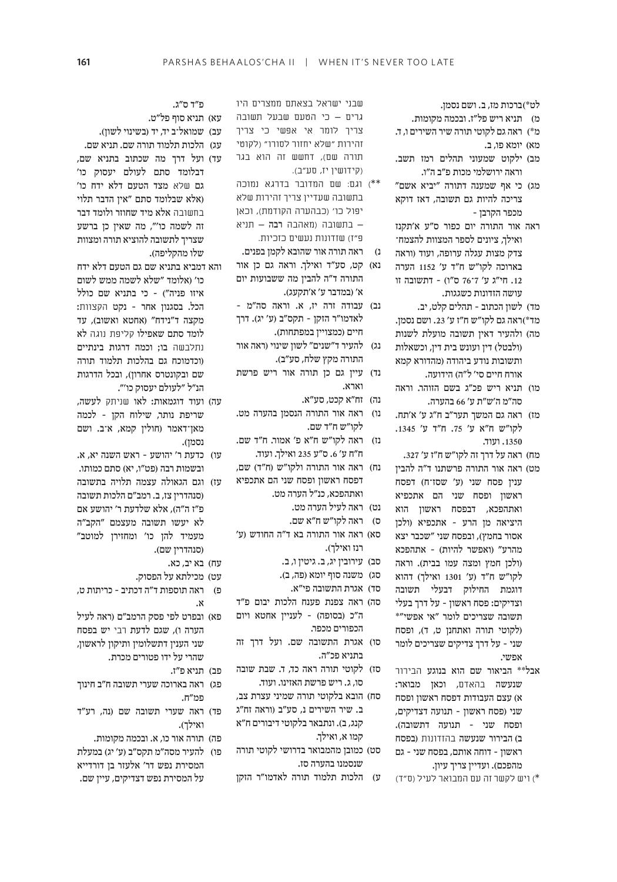לט\*)ברכות מז, ב. ושם נסמן.

מ) תניא ריש פל"ז. ובכמה מקומות.

מ\*) ראה גם לקוטי תורה שיר השירים ו, ד.

מא) יומא פו, ב.

מב) ילקוט שמעוני תהלים רמז תשב. וראה ירושלמי מכות פ"ב ה"ו.

מג) כי אף שמענה דתורה "יביא אשם" צריכה להיות גם תשובה, דאז דוקא מכפר הקרבן - ראה אור התורה יום כפור ס"ע א'תקנז ואילך. ציונים לספר המצוות להצמח־צדק מצות עגלה ערופה, ועוד (וראה בארוכה לקו"ש ח"ד ע' 1152 הערה 12. חי"ג ע' 76־7 ס"ו) - דתשובה זו עושה הזדונות כשגגות.

מד) לשון הכתוב - תהלים קלט, יב.

מד\*)ראה גם לקו"ש ח"ז ע' 23. ושם נסמן.

מה) ולהעיר דאין תשובה מועלת לשנות (ולבטל) דין ועונש בית דין, וכשאלות ותשובות נודע ביהודה (מהדורא קמא אורח חיים סי' ל"ה) הידועה.

מו) תניא ריש פכ"ג בשם הזוהר. וראה סה"מ ה'ש"ת ע' 66 בהערה.

מז) ראה גם המשך תער"ב ח"ג ע' א'תח. לקו"ש ח"א ע' 75. ח"ד ע' 1345. 1350. ועוד.

מח) ראה על דרך זה לקו"ש ח"ז ע' 327.

מט) ראה אור התורה פרשתנו ד"ה להבין ענין פסח שני (ע' שטז־ח) דפסח ראשון ופסח שני הם אתכפיא ואתהפכא, דבפסח ראשון הוא היציאה מן הרע - אתכפיא (ולכן אסור בחמץ), ובפסח שני "שכבר יצא מהרע" (ואפשר להיות) - אתהפכא (ולכן חמץ ומצה עמו בבית). וראה לקו"ש ח"ד (ע' 1301 ואילך) דהוא דוגמת החילוק דבעלי תשובה וצדיקים: פסח ראשון - על דרך בעלי תשובה שצריכים לומר "אי אפשי"\*\* (לקוטי תורה ואתחנן ט, ד), ופסח שני - על דרך צדיקים שצריכים לומר אפשי.

אבל\*\* הביאור שם הוא בנוגע הבירור שנעשה בהאדם, וכאן מבואר: א) עצם העבודות דפסח ראשון ופסח שני (פסח ראשון - תנועה דצדיקים, ופסח שני - תנועה דתשובה). ב) הבירור שנעשה בהזדונות (בפסח ראשון - דוחה אותם, בפסח שני - גם מהפכם). ועדיין צריך עיון.

\*) ויש לקשר זה עם המבואר לעיל (ס"ד) שבני ישראל בצאתם ממצרים היו גרים — כי הטעם שבעל תשובה צריך לומר אי אפשי כי צריך זהירות "שלא יחזור לסורו" (לקוטי תורה שם), דחשש זה הוא בגר (קידושין יז, סע"ב).

\*\*) וגם: שם המדובר בדרגא נמוכה בתשובה שעדיין צריך זהירות שלא יפול כו' (כבהערה הקודמת), וכאן – בתשובה (מאהבה רבה – תניא פ"ז) שזדונות נעשים כזכיות.

נ) ראה תורה אור שהובא לקמן בפנים.

נא) קט, סע"ד ואילך. וראה גם כן אור התורה ד"ה להבין מה ששבועות יום א' (במדבר ע' א'תקעג).

נב) עבודה זרה יז, א. וראה סה"מ - לאדמו"ר הזקן - תקס"ב (ע' יג). דרך חיים (כמצויין במפתחות).

נג) להעיר ד"שנים" לשון שינוי (ראה אור התורה מקץ שלה, סע"ב).

נד) עיין גם כן תורה אור ריש פרשת וארא.

נה) זח"א קכט, סע"א.

נו) ראה אור התורה הנסמן בהערה מט. לקו"ש ח"ד שם.

נז) ראה לקו"ש ח"א פ' אמור. ח"ד שם. ח"ח ע' 6. ס"ע 235 ואילך. ועוד.

נח) ראה אור התורה ולקו"ש (ח"ד) שם, דפסח ראשון ופסח שני הם אתכפיא ואתהפכא, כנ"ל הערה מט.

נט) ראה לעיל הערה מט.

ס) ראה לקו"ש ח"א שם.

סא) ראה אור התורה בא ד"ה החודש (ע' רנז ואילך).

סב) עירובין יג, ב. גיטין ו, ב.

סג) משנה סוף יומא (פה, ב).

סד) אגרת התשובה פי"א.

סה) ראה צפנת פענח הלכות יבום פ"ד ה"כ (בסופה) - לעניין אחטא ויום הכפורים מכפר.

סו) אגרת התשובה שם. ועל דרך זה בתניא פכ"ה.

סז) לקוטי תורה ראה כד, ד. שבת שובה סו, ג. ריש פרשת האזינו. ועוד.

סח) הובא בלקוטי תורה שמיני עצרת צב, ב. שיר השירים נ, סע"ב (וראה זח"ג קנג, ב). ונתבאר בלקוטי דיבורים ח"א קמו א, ואילך.

סט) כמובן מהמבואר בדרושי לקוטי תורה שנסמנו בהערה סז.

ע) הלכות תלמוד תורה לאדמו"ר הזקן פ"ד ס"ג.

עא) תניא סוף פל"ט.

עב) שמואל־ב יד, יד (בשינוי לשון).

עג) הלכות תלמוד תורה שם. תניא שם.

עד) ועל דרך מה שכתוב בתניא שם, דבלומד סתם לעולם יעסוק כו' גם שלא מצד הטעם דלא ידח כו' (אלא שבלומד סתם "אין הדבר תלוי בחשובה אלא מיד שחוזר ולומד דבר זה לשמה כו'", מה שאין כן ברשע שצריך לתשובה להוציא תורה ומצוות שלו מהקליפה).

והא דמביא בתניא שם גם הטעם דלא ידח כו' (אלומד "שלא לשמה ממש לשום איזו פניה") - כי בתניא שם כולל הכל. בסגנון אחר - נקט הקצוות: מקצה ד"נידח" (אחטא ואשוב), עד לומד סתם שאפילו קליפת נוגה לא נתלבשה בו; וכמה דרגות בינתיים (וכדמוכח גם בהלכות תלמוד תורה שם ובקונטרס אחרון), ובכל הדרגות הנ"ל "לעולם יעסוק כו'".

עה) ועוד דוגמאות: לאו שניתק לעשה, שריפת נותר, שילוח הקן - לכמה מאן־דאמר (חולין קמא, א־ב. ושם נסמן).

עו) כדעת ר' יהושע - ראש השנה יא, א. ובשמות רבה (פט"ו, יא) סתם כמותו.

עז) וגם הגאולה עצמה תלויה בתשובה (סנהדרין צז, ב. רמב"ם הלכות תשובה פ"ז ה"ה), אלא שלדעת ר' יהושע אם לא יעשו תשובה מעצמם "הקב"ה מעמיד להן כו' ומחזירן למוטב" (סנהדרין שם).

עח) בא יב, כא.

עט) מכילתא על הפסוק.

פ) ראה תוספות ד"ה דכתיב - כריתות ט, א.

פא) ובפרט לפי פסק הרמב"ם (ראה לעיל הערה ו), שגם לדעת רבי יש בפסח שני הענין דתשלומין ותיקון לראשון, שהרי על ידו פטורים מכרת.

פב) תניא פ"ז.

פג) ראה בארוכה שערי תשובה ח"ב חינוך פמ"ח.

פד) ראה שערי תשובה שם (נה, רע"ד ואילך).

פה) תורה אור כו, א. ובכמה מקומות.

פו) להעיר מסה"מ תקס"ב (ע' יג) במעלת המסירת נפש דר' אלעזר בן דורדייא על המסירת נפש דצדיקים, עיין שם.